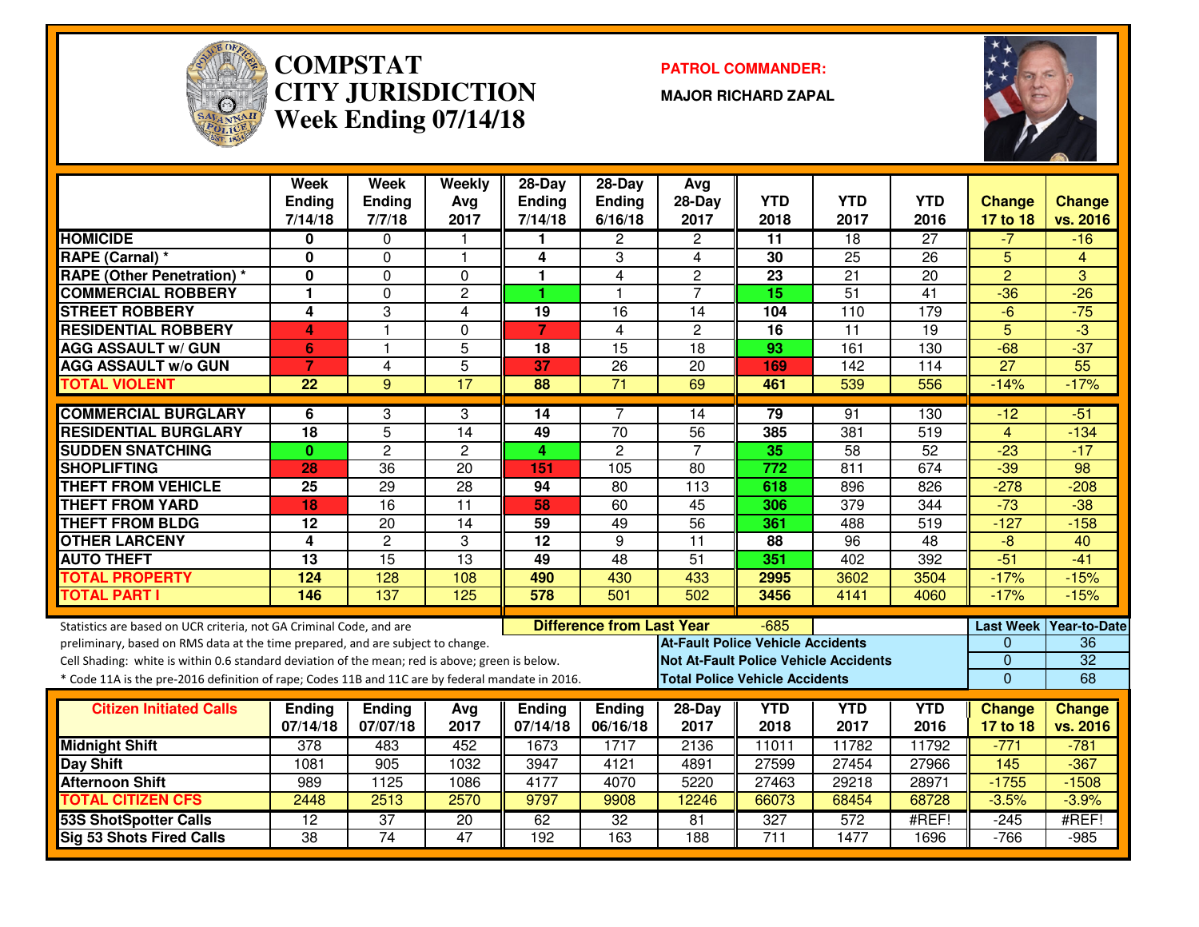# COMPSTAT CITY JURISDICTION Week Ending 07/14/18

**PATROL COMMANDER:**

**MAJOR RICHARD ZAPAL**

| | Week Ending 7/14/18 | Week Ending 7/7/18 | Weekly Avg 2017 | 28-Day Ending 7/14/18 | 28-Day Ending 6/16/18 | Avg 28-Day 2017 | YTD 2018 | YTD 2017 | YTD 2016 | Change 17 to 18 | Change vs. 2016 |
|---|---|---|---|---|---|---|---|---|---|---|---|
| HOMICIDE | 0 | 0 | 1 | 1 | 2 | 2 | 11 | 18 | 27 | -7 | -16 |
| RAPE (Carnal) * | 0 | 0 | 1 | 4 | 3 | 4 | 30 | 25 | 26 | 5 | 4 |
| RAPE (Other Penetration) * | 0 | 0 | 0 | 1 | 4 | 2 | 23 | 21 | 20 | 2 | 3 |
| COMMERCIAL ROBBERY | 1 | 0 | 2 | 1 | 1 | 7 | 15 | 51 | 41 | -36 | -26 |
| STREET ROBBERY | 4 | 3 | 4 | 19 | 16 | 14 | 104 | 110 | 179 | -6 | -75 |
| RESIDENTIAL ROBBERY | 4 | 1 | 0 | 7 | 4 | 2 | 16 | 11 | 19 | 5 | -3 |
| AGG ASSAULT w/ GUN | 6 | 1 | 5 | 18 | 15 | 18 | 93 | 161 | 130 | -68 | -37 |
| AGG ASSAULT w/o GUN | 7 | 4 | 5 | 37 | 26 | 20 | 169 | 142 | 114 | 27 | 55 |
| TOTAL VIOLENT | 22 | 9 | 17 | 88 | 71 | 69 | 461 | 539 | 556 | -14% | -17% |
| COMMERCIAL BURGLARY | 6 | 3 | 3 | 14 | 7 | 14 | 79 | 91 | 130 | -12 | -51 |
| RESIDENTIAL BURGLARY | 18 | 5 | 14 | 49 | 70 | 56 | 385 | 381 | 519 | 4 | -134 |
| SUDDEN SNATCHING | 0 | 2 | 2 | 4 | 2 | 7 | 35 | 58 | 52 | -23 | -17 |
| SHOPLIFTING | 28 | 36 | 20 | 151 | 105 | 80 | 772 | 811 | 674 | -39 | 98 |
| THEFT FROM VEHICLE | 25 | 29 | 28 | 94 | 80 | 113 | 618 | 896 | 826 | -278 | -208 |
| THEFT FROM YARD | 18 | 16 | 11 | 58 | 60 | 45 | 306 | 379 | 344 | -73 | -38 |
| THEFT FROM BLDG | 12 | 20 | 14 | 59 | 49 | 56 | 361 | 488 | 519 | -127 | -158 |
| OTHER LARCENY | 4 | 2 | 3 | 12 | 9 | 11 | 88 | 96 | 48 | -8 | 40 |
| AUTO THEFT | 13 | 15 | 13 | 49 | 48 | 51 | 351 | 402 | 392 | -51 | -41 |
| TOTAL PROPERTY | 124 | 128 | 108 | 490 | 430 | 433 | 2995 | 3602 | 3504 | -17% | -15% |
| TOTAL PART I | 146 | 137 | 125 | 578 | 501 | 502 | 3456 | 4141 | 4060 | -17% | -15% |

**Difference from Last Year:** -685

Statistics are based on UCR criteria, not GA Criminal Code, and are preliminary, based on RMS data at the time prepared, and are subject to change.

Cell Shading: white is within 0.6 standard deviation of the mean; red is above; green is below.

* Code 11A is the pre-2016 definition of rape; Codes 11B and 11C are by federal mandate in 2016.

| | Last Week | Year-to-Date |
|---|---|---|
| At-Fault Police Vehicle Accidents | 0 | 36 |
| Not At-Fault Police Vehicle Accidents | 0 | 32 |
| Total Police Vehicle Accidents | 0 | 68 |

| Citizen Initiated Calls | Ending 07/14/18 | Ending 07/07/18 | Avg 2017 | Ending 07/14/18 | Ending 06/16/18 | 28-Day 2017 | YTD 2018 | YTD 2017 | YTD 2016 | Change 17 to 18 | Change vs. 2016 |
|---|---|---|---|---|---|---|---|---|---|---|---|
| Midnight Shift | 378 | 483 | 452 | 1673 | 1717 | 2136 | 11011 | 11782 | 11792 | -771 | -781 |
| Day Shift | 1081 | 905 | 1032 | 3947 | 4121 | 4891 | 27599 | 27454 | 27966 | 145 | -367 |
| Afternoon Shift | 989 | 1125 | 1086 | 4177 | 4070 | 5220 | 27463 | 29218 | 28971 | -1755 | -1508 |
| TOTAL CITIZEN CFS | 2448 | 2513 | 2570 | 9797 | 9908 | 12246 | 66073 | 68454 | 68728 | -3.5% | -3.9% |
| 53S ShotSpotter Calls | 12 | 37 | 20 | 62 | 32 | 81 | 327 | 572 | #REF! | -245 | #REF! |
| Sig 53 Shots Fired Calls | 38 | 74 | 47 | 192 | 163 | 188 | 711 | 1477 | 1696 | -766 | -985 |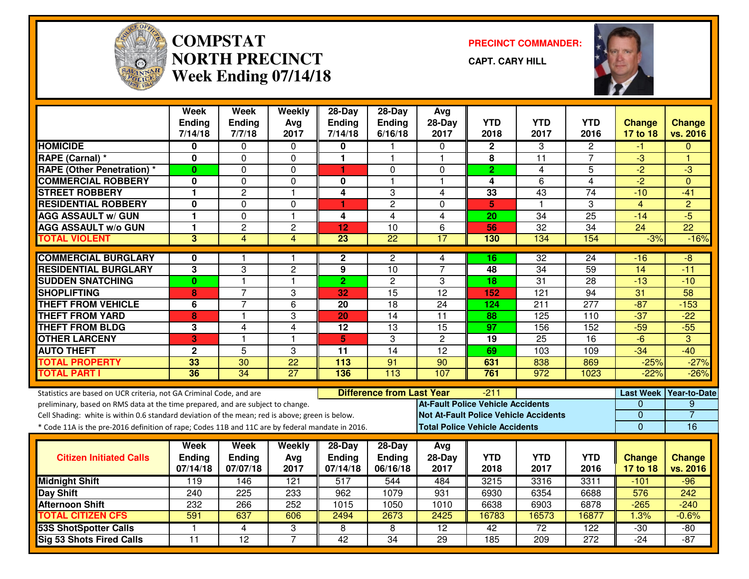# COMPSTAT NORTH PRECINCT

## Week Ending 07/14/18

**PRECINCT COMMANDER:**

**CAPT. CARY HILL**

| | Week Ending 7/14/18 | Week Ending 7/7/18 | Weekly Avg 2017 | 28-Day Ending 7/14/18 | 28-Day Ending 6/16/18 | Avg 28-Day 2017 | YTD 2018 | YTD 2017 | YTD 2016 | Change 17 to 18 | Change vs. 2016 |
|---|---|---|---|---|---|---|---|---|---|---|---|
| HOMICIDE | 0 | 0 | 0 | 0 | 1 | 0 | 2 | 3 | 2 | -1 | 0 |
| RAPE (Carnal) * | 0 | 0 | 0 | 1 | 1 | 1 | 8 | 11 | 7 | -3 | 1 |
| RAPE (Other Penetration) * | 0 | 0 | 0 | 1 | 0 | 0 | 2 | 4 | 5 | -2 | -3 |
| COMMERCIAL ROBBERY | 0 | 0 | 0 | 0 | 1 | 1 | 4 | 6 | 4 | -2 | 0 |
| STREET ROBBERY | 1 | 2 | 1 | 4 | 3 | 4 | 33 | 43 | 74 | -10 | -41 |
| RESIDENTIAL ROBBERY | 0 | 0 | 0 | 1 | 2 | 0 | 5 | 1 | 3 | 4 | 2 |
| AGG ASSAULT w/ GUN | 1 | 0 | 1 | 4 | 4 | 4 | 20 | 34 | 25 | -14 | -5 |
| AGG ASSAULT w/o GUN | 1 | 2 | 2 | 12 | 10 | 6 | 56 | 32 | 34 | 24 | 22 |
| TOTAL VIOLENT | 3 | 4 | 4 | 23 | 22 | 17 | 130 | 134 | 154 | -3% | -16% |
| COMMERCIAL BURGLARY | 0 | 1 | 1 | 2 | 2 | 4 | 16 | 32 | 24 | -16 | -8 |
| RESIDENTIAL BURGLARY | 3 | 3 | 2 | 9 | 10 | 7 | 48 | 34 | 59 | 14 | -11 |
| SUDDEN SNATCHING | 0 | 1 | 1 | 2 | 2 | 3 | 18 | 31 | 28 | -13 | -10 |
| SHOPLIFTING | 8 | 7 | 3 | 32 | 15 | 12 | 152 | 121 | 94 | 31 | 58 |
| THEFT FROM VEHICLE | 6 | 7 | 6 | 20 | 18 | 24 | 124 | 211 | 277 | -87 | -153 |
| THEFT FROM YARD | 8 | 1 | 3 | 20 | 14 | 11 | 88 | 125 | 110 | -37 | -22 |
| THEFT FROM BLDG | 3 | 4 | 4 | 12 | 13 | 15 | 97 | 156 | 152 | -59 | -55 |
| OTHER LARCENY | 3 | 1 | 1 | 5 | 3 | 2 | 19 | 25 | 16 | -6 | 3 |
| AUTO THEFT | 2 | 5 | 3 | 11 | 14 | 12 | 69 | 103 | 109 | -34 | -40 |
| TOTAL PROPERTY | 33 | 30 | 22 | 113 | 91 | 90 | 631 | 838 | 869 | -25% | -27% |
| TOTAL PART I | 36 | 34 | 27 | 136 | 113 | 107 | 761 | 972 | 1023 | -22% | -26% |

Statistics are based on UCR criteria, not GA Criminal Code, and are preliminary, based on RMS data at the time prepared, and are subject to change.

Cell Shading: white is within 0.6 standard deviation of the mean; red is above; green is below.

* Code 11A is the pre-2016 definition of rape; Codes 11B and 11C are by federal mandate in 2016.

**Difference from Last Year:** -211

| | Last Week | Year-to-Date |
|---|---|---|
| At-Fault Police Vehicle Accidents | 0 | 9 |
| Not At-Fault Police Vehicle Accidents | 0 | 7 |
| Total Police Vehicle Accidents | 0 | 16 |

| Citizen Initiated Calls | Week Ending 07/14/18 | Week Ending 07/07/18 | Weekly Avg 2017 | 28-Day Ending 07/14/18 | 28-Day Ending 06/16/18 | Avg 28-Day 2017 | YTD 2018 | YTD 2017 | YTD 2016 | Change 17 to 18 | Change vs. 2016 |
|---|---|---|---|---|---|---|---|---|---|---|---|
| Midnight Shift | 119 | 146 | 121 | 517 | 544 | 484 | 3215 | 3316 | 3311 | -101 | -96 |
| Day Shift | 240 | 225 | 233 | 962 | 1079 | 931 | 6930 | 6354 | 6688 | 576 | 242 |
| Afternoon Shift | 232 | 266 | 252 | 1015 | 1050 | 1010 | 6638 | 6903 | 6878 | -265 | -240 |
| TOTAL CITIZEN CFS | 591 | 637 | 606 | 2494 | 2673 | 2425 | 16783 | 16573 | 16877 | 1.3% | -0.6% |
| 53S ShotSpotter Calls | 1 | 4 | 3 | 8 | 8 | 12 | 42 | 72 | 122 | -30 | -80 |
| Sig 53 Shots Fired Calls | 11 | 12 | 7 | 42 | 34 | 29 | 185 | 209 | 272 | -24 | -87 |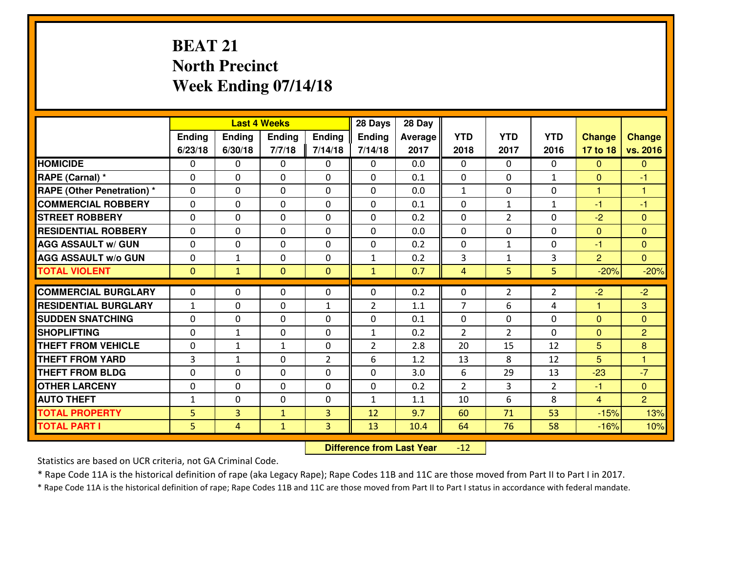# BEAT 21
# North Precinct
# Week Ending 07/14/18

| | Last 4 Weeks | | | | 28 Days | 28 Day | | | | | |
|---|---|---|---|---|---|---|---|---|---|---|---|
| | Ending 6/23/18 | Ending 6/30/18 | Ending 7/7/18 | Ending 7/14/18 | Ending 7/14/18 | Average 2017 | YTD 2018 | YTD 2017 | YTD 2016 | Change 17 to 18 | Change vs. 2016 |
| HOMICIDE | 0 | 0 | 0 | 0 | 0 | 0.0 | 0 | 0 | 0 | 0 | 0 |
| RAPE (Carnal) * | 0 | 0 | 0 | 0 | 0 | 0.1 | 0 | 0 | 1 | 0 | -1 |
| RAPE (Other Penetration) * | 0 | 0 | 0 | 0 | 0 | 0.0 | 1 | 0 | 0 | 1 | 1 |
| COMMERCIAL ROBBERY | 0 | 0 | 0 | 0 | 0 | 0.1 | 0 | 1 | 1 | -1 | -1 |
| STREET ROBBERY | 0 | 0 | 0 | 0 | 0 | 0.2 | 0 | 2 | 0 | -2 | 0 |
| RESIDENTIAL ROBBERY | 0 | 0 | 0 | 0 | 0 | 0.0 | 0 | 0 | 0 | 0 | 0 |
| AGG ASSAULT w/ GUN | 0 | 0 | 0 | 0 | 0 | 0.2 | 0 | 1 | 0 | -1 | 0 |
| AGG ASSAULT w/o GUN | 0 | 1 | 0 | 0 | 1 | 0.2 | 3 | 1 | 3 | 2 | 0 |
| TOTAL VIOLENT | 0 | 1 | 0 | 0 | 1 | 0.7 | 4 | 5 | 5 | -20% | -20% |
| COMMERCIAL BURGLARY | 0 | 0 | 0 | 0 | 0 | 0.2 | 0 | 2 | 2 | -2 | -2 |
| RESIDENTIAL BURGLARY | 1 | 0 | 0 | 1 | 2 | 1.1 | 7 | 6 | 4 | 1 | 3 |
| SUDDEN SNATCHING | 0 | 0 | 0 | 0 | 0 | 0.1 | 0 | 0 | 0 | 0 | 0 |
| SHOPLIFTING | 0 | 1 | 0 | 0 | 1 | 0.2 | 2 | 2 | 0 | 0 | 2 |
| THEFT FROM VEHICLE | 0 | 1 | 1 | 0 | 2 | 2.8 | 20 | 15 | 12 | 5 | 8 |
| THEFT FROM YARD | 3 | 1 | 0 | 2 | 6 | 1.2 | 13 | 8 | 12 | 5 | 1 |
| THEFT FROM BLDG | 0 | 0 | 0 | 0 | 0 | 3.0 | 6 | 29 | 13 | -23 | -7 |
| OTHER LARCENY | 0 | 0 | 0 | 0 | 0 | 0.2 | 2 | 3 | 2 | -1 | 0 |
| AUTO THEFT | 1 | 0 | 0 | 0 | 1 | 1.1 | 10 | 6 | 8 | 4 | 2 |
| TOTAL PROPERTY | 5 | 3 | 1 | 3 | 12 | 9.7 | 60 | 71 | 53 | -15% | 13% |
| TOTAL PART I | 5 | 4 | 1 | 3 | 13 | 10.4 | 64 | 76 | 58 | -16% | 10% |

**Difference from Last Year** -12

Statistics are based on UCR criteria, not GA Criminal Code.

* Rape Code 11A is the historical definition of rape (aka Legacy Rape); Rape Codes 11B and 11C are those moved from Part II to Part I in 2017.

* Rape Code 11A is the historical definition of rape; Rape Codes 11B and 11C are those moved from Part II to Part I status in accordance with federal mandate.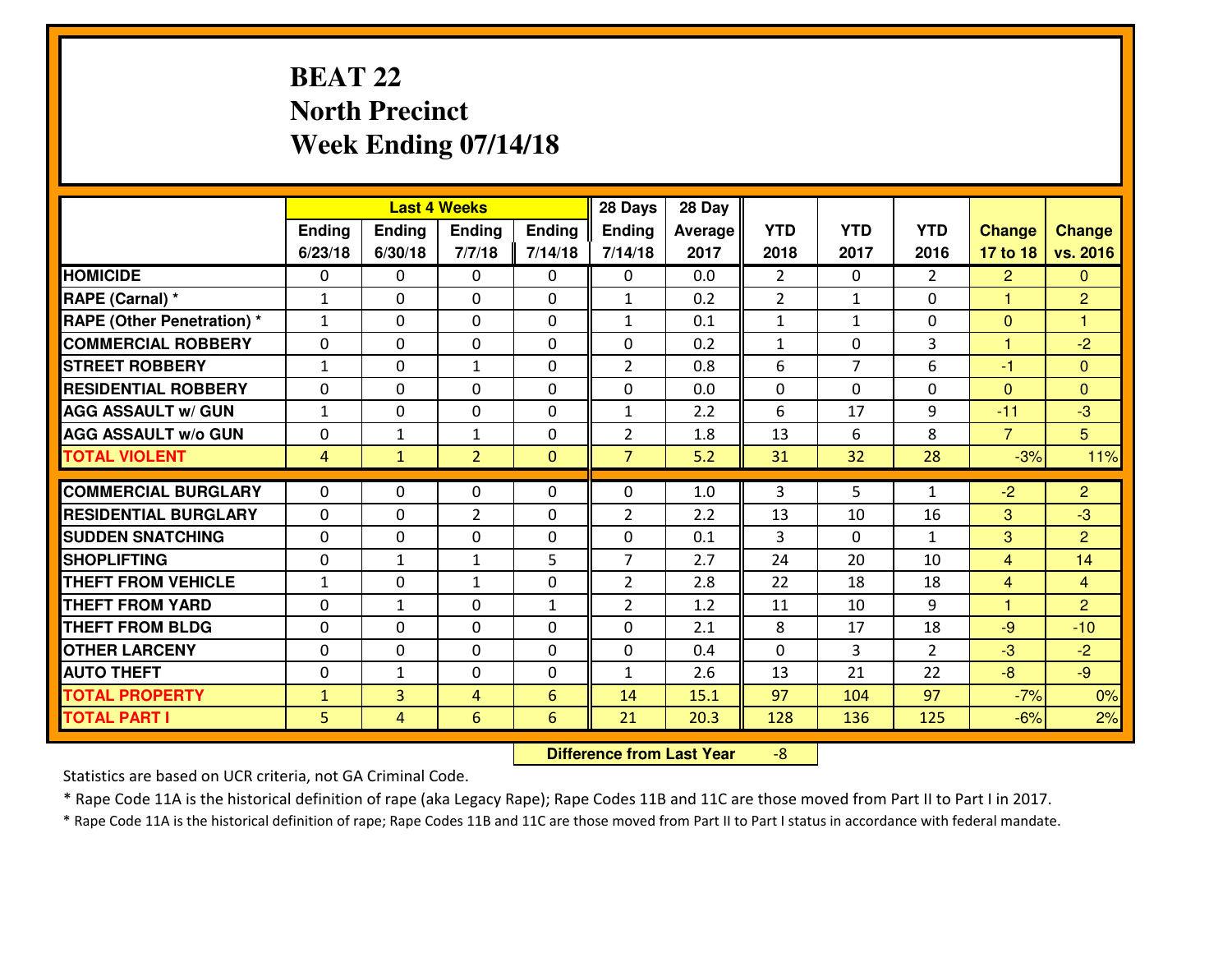# BEAT 22
# North Precinct
# Week Ending 07/14/18

| | Last 4 Weeks | | | | 28 Days | 28 Day | | | | | |
|---|---|---|---|---|---|---|---|---|---|---|---|
| | Ending 6/23/18 | Ending 6/30/18 | Ending 7/7/18 | Ending 7/14/18 | Ending 7/14/18 | Average 2017 | YTD 2018 | YTD 2017 | YTD 2016 | Change 17 to 18 | Change vs. 2016 |
| HOMICIDE | 0 | 0 | 0 | 0 | 0 | 0.0 | 2 | 0 | 2 | 2 | 0 |
| RAPE (Carnal) * | 1 | 0 | 0 | 0 | 1 | 0.2 | 2 | 1 | 0 | 1 | 2 |
| RAPE (Other Penetration) * | 1 | 0 | 0 | 0 | 1 | 0.1 | 1 | 1 | 0 | 0 | 1 |
| COMMERCIAL ROBBERY | 0 | 0 | 0 | 0 | 0 | 0.2 | 1 | 0 | 3 | 1 | -2 |
| STREET ROBBERY | 1 | 0 | 1 | 0 | 2 | 0.8 | 6 | 7 | 6 | -1 | 0 |
| RESIDENTIAL ROBBERY | 0 | 0 | 0 | 0 | 0 | 0.0 | 0 | 0 | 0 | 0 | 0 |
| AGG ASSAULT w/ GUN | 1 | 0 | 0 | 0 | 1 | 2.2 | 6 | 17 | 9 | -11 | -3 |
| AGG ASSAULT w/o GUN | 0 | 1 | 1 | 0 | 2 | 1.8 | 13 | 6 | 8 | 7 | 5 |
| TOTAL VIOLENT | 4 | 1 | 2 | 0 | 7 | 5.2 | 31 | 32 | 28 | -3% | 11% |
| COMMERCIAL BURGLARY | 0 | 0 | 0 | 0 | 0 | 1.0 | 3 | 5 | 1 | -2 | 2 |
| RESIDENTIAL BURGLARY | 0 | 0 | 2 | 0 | 2 | 2.2 | 13 | 10 | 16 | 3 | -3 |
| SUDDEN SNATCHING | 0 | 0 | 0 | 0 | 0 | 0.1 | 3 | 0 | 1 | 3 | 2 |
| SHOPLIFTING | 0 | 1 | 1 | 5 | 7 | 2.7 | 24 | 20 | 10 | 4 | 14 |
| THEFT FROM VEHICLE | 1 | 0 | 1 | 0 | 2 | 2.8 | 22 | 18 | 18 | 4 | 4 |
| THEFT FROM YARD | 0 | 1 | 0 | 1 | 2 | 1.2 | 11 | 10 | 9 | 1 | 2 |
| THEFT FROM BLDG | 0 | 0 | 0 | 0 | 0 | 2.1 | 8 | 17 | 18 | -9 | -10 |
| OTHER LARCENY | 0 | 0 | 0 | 0 | 0 | 0.4 | 0 | 3 | 2 | -3 | -2 |
| AUTO THEFT | 0 | 1 | 0 | 0 | 1 | 2.6 | 13 | 21 | 22 | -8 | -9 |
| TOTAL PROPERTY | 1 | 3 | 4 | 6 | 14 | 15.1 | 97 | 104 | 97 | -7% | 0% |
| TOTAL PART I | 5 | 4 | 6 | 6 | 21 | 20.3 | 128 | 136 | 125 | -6% | 2% |

**Difference from Last Year** -8

Statistics are based on UCR criteria, not GA Criminal Code.

* Rape Code 11A is the historical definition of rape (aka Legacy Rape); Rape Codes 11B and 11C are those moved from Part II to Part I in 2017.

* Rape Code 11A is the historical definition of rape; Rape Codes 11B and 11C are those moved from Part II to Part I status in accordance with federal mandate.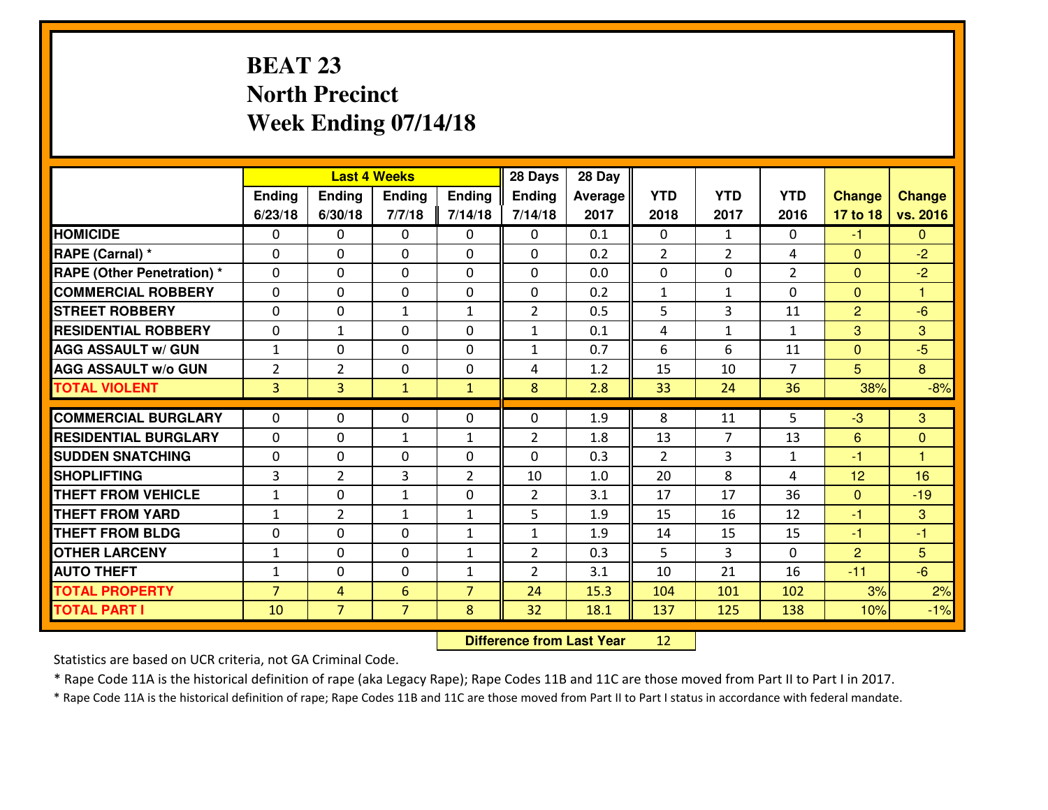# BEAT 23
## North Precinct
## Week Ending 07/14/18

| | Last 4 Weeks | | | | 28 Days | 28 Day | | | | | |
|---|---|---|---|---|---|---|---|---|---|---|---|
| | Ending 6/23/18 | Ending 6/30/18 | Ending 7/7/18 | Ending 7/14/18 | Ending 7/14/18 | Average 2017 | YTD 2018 | YTD 2017 | YTD 2016 | Change 17 to 18 | Change vs. 2016 |
| HOMICIDE | 0 | 0 | 0 | 0 | 0 | 0.1 | 0 | 1 | 0 | -1 | 0 |
| RAPE (Carnal) * | 0 | 0 | 0 | 0 | 0 | 0.2 | 2 | 2 | 4 | 0 | -2 |
| RAPE (Other Penetration) * | 0 | 0 | 0 | 0 | 0 | 0.0 | 0 | 0 | 2 | 0 | -2 |
| COMMERCIAL ROBBERY | 0 | 0 | 0 | 0 | 0 | 0.2 | 1 | 1 | 0 | 0 | 1 |
| STREET ROBBERY | 0 | 0 | 1 | 1 | 2 | 0.5 | 5 | 3 | 11 | 2 | -6 |
| RESIDENTIAL ROBBERY | 0 | 1 | 0 | 0 | 1 | 0.1 | 4 | 1 | 1 | 3 | 3 |
| AGG ASSAULT w/ GUN | 1 | 0 | 0 | 0 | 1 | 0.7 | 6 | 6 | 11 | 0 | -5 |
| AGG ASSAULT w/o GUN | 2 | 2 | 0 | 0 | 4 | 1.2 | 15 | 10 | 7 | 5 | 8 |
| TOTAL VIOLENT | 3 | 3 | 1 | 1 | 8 | 2.8 | 33 | 24 | 36 | 38% | -8% |
| COMMERCIAL BURGLARY | 0 | 0 | 0 | 0 | 0 | 1.9 | 8 | 11 | 5 | -3 | 3 |
| RESIDENTIAL BURGLARY | 0 | 0 | 1 | 1 | 2 | 1.8 | 13 | 7 | 13 | 6 | 0 |
| SUDDEN SNATCHING | 0 | 0 | 0 | 0 | 0 | 0.3 | 2 | 3 | 1 | -1 | 1 |
| SHOPLIFTING | 3 | 2 | 3 | 2 | 10 | 1.0 | 20 | 8 | 4 | 12 | 16 |
| THEFT FROM VEHICLE | 1 | 0 | 1 | 0 | 2 | 3.1 | 17 | 17 | 36 | 0 | -19 |
| THEFT FROM YARD | 1 | 2 | 1 | 1 | 5 | 1.9 | 15 | 16 | 12 | -1 | 3 |
| THEFT FROM BLDG | 0 | 0 | 0 | 1 | 1 | 1.9 | 14 | 15 | 15 | -1 | -1 |
| OTHER LARCENY | 1 | 0 | 0 | 1 | 2 | 0.3 | 5 | 3 | 0 | 2 | 5 |
| AUTO THEFT | 1 | 0 | 0 | 1 | 2 | 3.1 | 10 | 21 | 16 | -11 | -6 |
| TOTAL PROPERTY | 7 | 4 | 6 | 7 | 24 | 15.3 | 104 | 101 | 102 | 3% | 2% |
| TOTAL PART I | 10 | 7 | 7 | 8 | 32 | 18.1 | 137 | 125 | 138 | 10% | -1% |

**Difference from Last Year** 12

Statistics are based on UCR criteria, not GA Criminal Code.

* Rape Code 11A is the historical definition of rape (aka Legacy Rape); Rape Codes 11B and 11C are those moved from Part II to Part I in 2017.

* Rape Code 11A is the historical definition of rape; Rape Codes 11B and 11C are those moved from Part II to Part I status in accordance with federal mandate.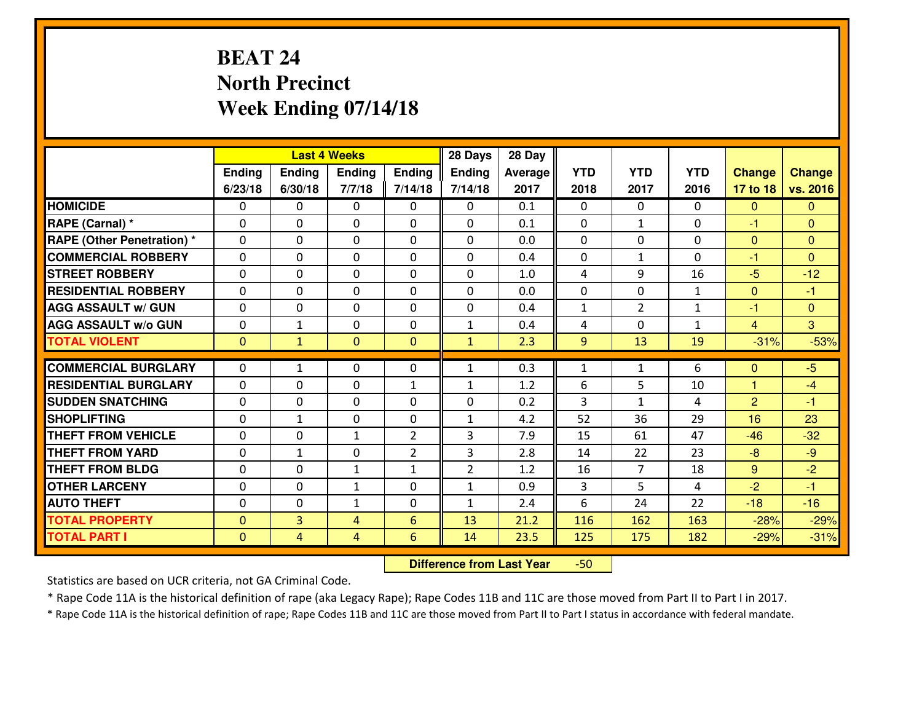# BEAT 24
## North Precinct
## Week Ending 07/14/18

| | Last 4 Weeks | | | | 28 Days | 28 Day | | | | | |
|---|---|---|---|---|---|---|---|---|---|---|---|
| | Ending 6/23/18 | Ending 6/30/18 | Ending 7/7/18 | Ending 7/14/18 | Ending 7/14/18 | Average 2017 | YTD 2018 | YTD 2017 | YTD 2016 | Change 17 to 18 | Change vs. 2016 |
| HOMICIDE | 0 | 0 | 0 | 0 | 0 | 0.1 | 0 | 0 | 0 | 0 | 0 |
| RAPE (Carnal) * | 0 | 0 | 0 | 0 | 0 | 0.1 | 0 | 1 | 0 | -1 | 0 |
| RAPE (Other Penetration) * | 0 | 0 | 0 | 0 | 0 | 0.0 | 0 | 0 | 0 | 0 | 0 |
| COMMERCIAL ROBBERY | 0 | 0 | 0 | 0 | 0 | 0.4 | 0 | 1 | 0 | -1 | 0 |
| STREET ROBBERY | 0 | 0 | 0 | 0 | 0 | 1.0 | 4 | 9 | 16 | -5 | -12 |
| RESIDENTIAL ROBBERY | 0 | 0 | 0 | 0 | 0 | 0.0 | 0 | 0 | 1 | 0 | -1 |
| AGG ASSAULT w/ GUN | 0 | 0 | 0 | 0 | 0 | 0.4 | 1 | 2 | 1 | -1 | 0 |
| AGG ASSAULT w/o GUN | 0 | 1 | 0 | 0 | 1 | 0.4 | 4 | 0 | 1 | 4 | 3 |
| TOTAL VIOLENT | 0 | 1 | 0 | 0 | 1 | 2.3 | 9 | 13 | 19 | -31% | -53% |
| COMMERCIAL BURGLARY | 0 | 1 | 0 | 0 | 1 | 0.3 | 1 | 1 | 6 | 0 | -5 |
| RESIDENTIAL BURGLARY | 0 | 0 | 0 | 1 | 1 | 1.2 | 6 | 5 | 10 | 1 | -4 |
| SUDDEN SNATCHING | 0 | 0 | 0 | 0 | 0 | 0.2 | 3 | 1 | 4 | 2 | -1 |
| SHOPLIFTING | 0 | 1 | 0 | 0 | 1 | 4.2 | 52 | 36 | 29 | 16 | 23 |
| THEFT FROM VEHICLE | 0 | 0 | 1 | 2 | 3 | 7.9 | 15 | 61 | 47 | -46 | -32 |
| THEFT FROM YARD | 0 | 1 | 0 | 2 | 3 | 2.8 | 14 | 22 | 23 | -8 | -9 |
| THEFT FROM BLDG | 0 | 0 | 1 | 1 | 2 | 1.2 | 16 | 7 | 18 | 9 | -2 |
| OTHER LARCENY | 0 | 0 | 1 | 0 | 1 | 0.9 | 3 | 5 | 4 | -2 | -1 |
| AUTO THEFT | 0 | 0 | 1 | 0 | 1 | 2.4 | 6 | 24 | 22 | -18 | -16 |
| TOTAL PROPERTY | 0 | 3 | 4 | 6 | 13 | 21.2 | 116 | 162 | 163 | -28% | -29% |
| TOTAL PART I | 0 | 4 | 4 | 6 | 14 | 23.5 | 125 | 175 | 182 | -29% | -31% |

**Difference from Last Year** -50

Statistics are based on UCR criteria, not GA Criminal Code.

* Rape Code 11A is the historical definition of rape (aka Legacy Rape); Rape Codes 11B and 11C are those moved from Part II to Part I in 2017.

* Rape Code 11A is the historical definition of rape; Rape Codes 11B and 11C are those moved from Part II to Part I status in accordance with federal mandate.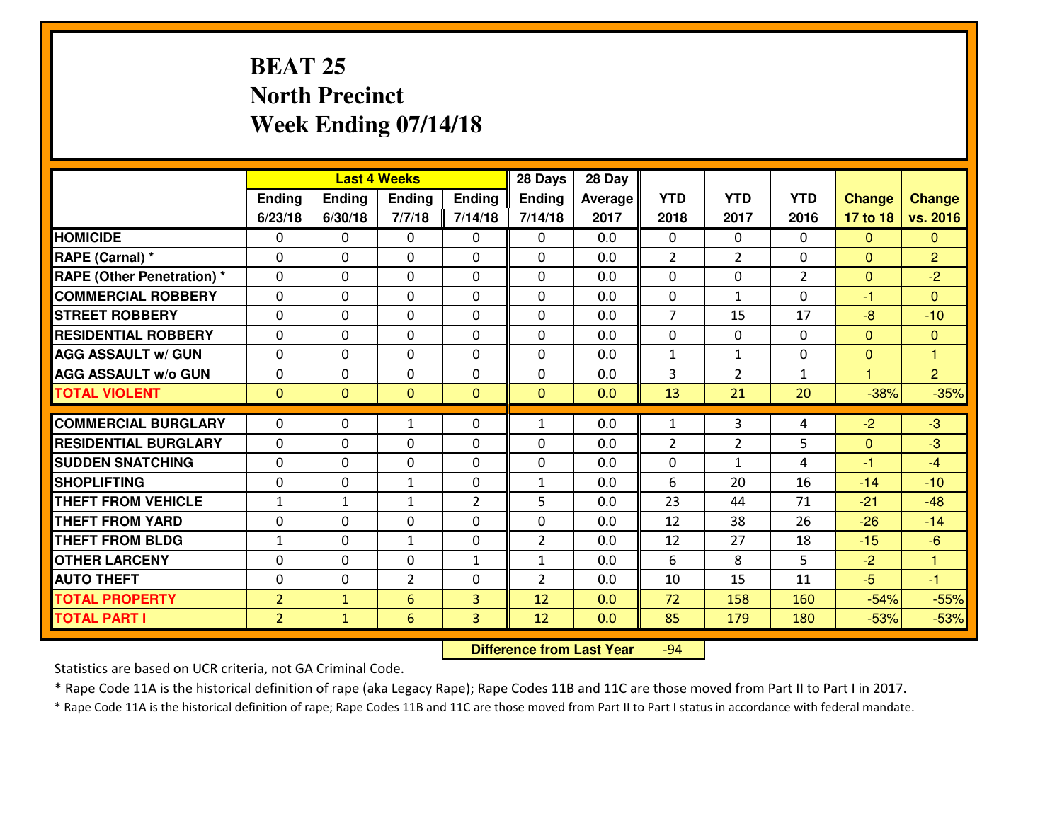# BEAT 25
## North Precinct
## Week Ending 07/14/18

| | Last 4 Weeks | | | | 28 Days | 28 Day | | | | | |
|---|---|---|---|---|---|---|---|---|---|---|---|
| | Ending 6/23/18 | Ending 6/30/18 | Ending 7/7/18 | Ending 7/14/18 | Ending 7/14/18 | Average 2017 | YTD 2018 | YTD 2017 | YTD 2016 | Change 17 to 18 | Change vs. 2016 |
| HOMICIDE | 0 | 0 | 0 | 0 | 0 | 0.0 | 0 | 0 | 0 | 0 | 0 |
| RAPE (Carnal) * | 0 | 0 | 0 | 0 | 0 | 0.0 | 2 | 2 | 0 | 0 | 2 |
| RAPE (Other Penetration) * | 0 | 0 | 0 | 0 | 0 | 0.0 | 0 | 0 | 2 | 0 | -2 |
| COMMERCIAL ROBBERY | 0 | 0 | 0 | 0 | 0 | 0.0 | 0 | 1 | 0 | -1 | 0 |
| STREET ROBBERY | 0 | 0 | 0 | 0 | 0 | 0.0 | 7 | 15 | 17 | -8 | -10 |
| RESIDENTIAL ROBBERY | 0 | 0 | 0 | 0 | 0 | 0.0 | 0 | 0 | 0 | 0 | 0 |
| AGG ASSAULT w/ GUN | 0 | 0 | 0 | 0 | 0 | 0.0 | 1 | 1 | 0 | 0 | 1 |
| AGG ASSAULT w/o GUN | 0 | 0 | 0 | 0 | 0 | 0.0 | 3 | 2 | 1 | 1 | 2 |
| TOTAL VIOLENT | 0 | 0 | 0 | 0 | 0 | 0.0 | 13 | 21 | 20 | -38% | -35% |
| COMMERCIAL BURGLARY | 0 | 0 | 1 | 0 | 1 | 0.0 | 1 | 3 | 4 | -2 | -3 |
| RESIDENTIAL BURGLARY | 0 | 0 | 0 | 0 | 0 | 0.0 | 2 | 2 | 5 | 0 | -3 |
| SUDDEN SNATCHING | 0 | 0 | 0 | 0 | 0 | 0.0 | 0 | 1 | 4 | -1 | -4 |
| SHOPLIFTING | 0 | 0 | 1 | 0 | 1 | 0.0 | 6 | 20 | 16 | -14 | -10 |
| THEFT FROM VEHICLE | 1 | 1 | 1 | 2 | 5 | 0.0 | 23 | 44 | 71 | -21 | -48 |
| THEFT FROM YARD | 0 | 0 | 0 | 0 | 0 | 0.0 | 12 | 38 | 26 | -26 | -14 |
| THEFT FROM BLDG | 1 | 0 | 1 | 0 | 2 | 0.0 | 12 | 27 | 18 | -15 | -6 |
| OTHER LARCENY | 0 | 0 | 0 | 1 | 1 | 0.0 | 6 | 8 | 5 | -2 | 1 |
| AUTO THEFT | 0 | 0 | 2 | 0 | 2 | 0.0 | 10 | 15 | 11 | -5 | -1 |
| TOTAL PROPERTY | 2 | 1 | 6 | 3 | 12 | 0.0 | 72 | 158 | 160 | -54% | -55% |
| TOTAL PART I | 2 | 1 | 6 | 3 | 12 | 0.0 | 85 | 179 | 180 | -53% | -53% |

**Difference from Last Year** -94

Statistics are based on UCR criteria, not GA Criminal Code.

* Rape Code 11A is the historical definition of rape (aka Legacy Rape); Rape Codes 11B and 11C are those moved from Part II to Part I in 2017.

* Rape Code 11A is the historical definition of rape; Rape Codes 11B and 11C are those moved from Part II to Part I status in accordance with federal mandate.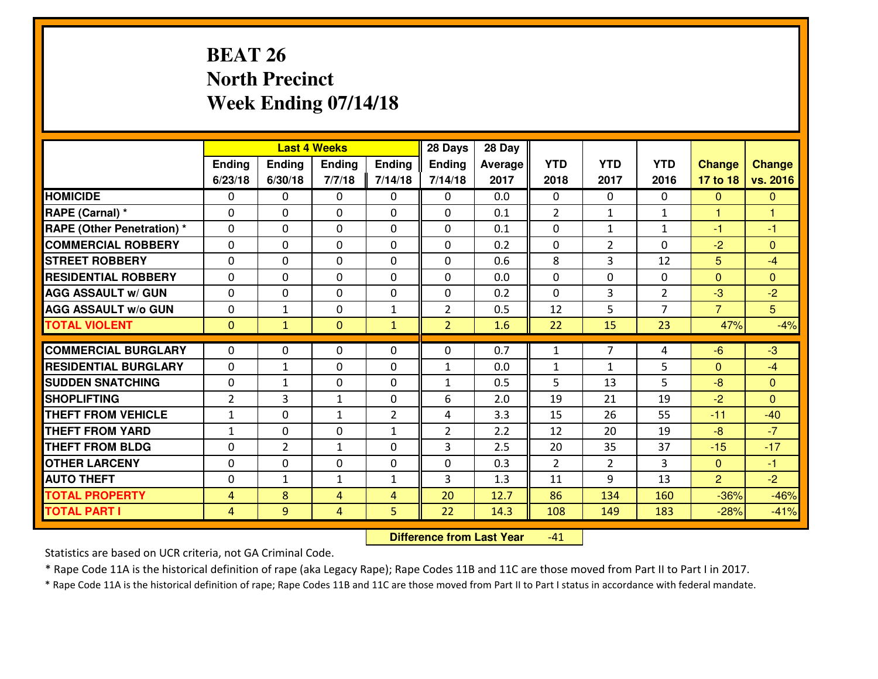# BEAT 26
## North Precinct
## Week Ending 07/14/18

| | Last 4 Weeks | | | | 28 Days | 28 Day | | | | | |
|---|---|---|---|---|---|---|---|---|---|---|---|
| | Ending 6/23/18 | Ending 6/30/18 | Ending 7/7/18 | Ending 7/14/18 | Ending 7/14/18 | Average 2017 | YTD 2018 | YTD 2017 | YTD 2016 | Change 17 to 18 | Change vs. 2016 |
| **HOMICIDE** | 0 | 0 | 0 | 0 | 0 | 0.0 | 0 | 0 | 0 | 0 | 0 |
| **RAPE (Carnal) *** | 0 | 0 | 0 | 0 | 0 | 0.1 | 2 | 1 | 1 | 1 | 1 |
| **RAPE (Other Penetration) *** | 0 | 0 | 0 | 0 | 0 | 0.1 | 0 | 1 | 1 | -1 | -1 |
| **COMMERCIAL ROBBERY** | 0 | 0 | 0 | 0 | 0 | 0.2 | 0 | 2 | 0 | -2 | 0 |
| **STREET ROBBERY** | 0 | 0 | 0 | 0 | 0 | 0.6 | 8 | 3 | 12 | 5 | -4 |
| **RESIDENTIAL ROBBERY** | 0 | 0 | 0 | 0 | 0 | 0.0 | 0 | 0 | 0 | 0 | 0 |
| **AGG ASSAULT w/ GUN** | 0 | 0 | 0 | 0 | 0 | 0.2 | 0 | 3 | 2 | -3 | -2 |
| **AGG ASSAULT w/o GUN** | 0 | 1 | 0 | 1 | 2 | 0.5 | 12 | 5 | 7 | 7 | 5 |
| **TOTAL VIOLENT** | 0 | 1 | 0 | 1 | 2 | 1.6 | 22 | 15 | 23 | 47% | -4% |
| **COMMERCIAL BURGLARY** | 0 | 0 | 0 | 0 | 0 | 0.7 | 1 | 7 | 4 | -6 | -3 |
| **RESIDENTIAL BURGLARY** | 0 | 1 | 0 | 0 | 1 | 0.0 | 1 | 1 | 5 | 0 | -4 |
| **SUDDEN SNATCHING** | 0 | 1 | 0 | 0 | 1 | 0.5 | 5 | 13 | 5 | -8 | 0 |
| **SHOPLIFTING** | 2 | 3 | 1 | 0 | 6 | 2.0 | 19 | 21 | 19 | -2 | 0 |
| **THEFT FROM VEHICLE** | 1 | 0 | 1 | 2 | 4 | 3.3 | 15 | 26 | 55 | -11 | -40 |
| **THEFT FROM YARD** | 1 | 0 | 0 | 1 | 2 | 2.2 | 12 | 20 | 19 | -8 | -7 |
| **THEFT FROM BLDG** | 0 | 2 | 1 | 0 | 3 | 2.5 | 20 | 35 | 37 | -15 | -17 |
| **OTHER LARCENY** | 0 | 0 | 0 | 0 | 0 | 0.3 | 2 | 2 | 3 | 0 | -1 |
| **AUTO THEFT** | 0 | 1 | 1 | 1 | 3 | 1.3 | 11 | 9 | 13 | 2 | -2 |
| **TOTAL PROPERTY** | 4 | 8 | 4 | 4 | 20 | 12.7 | 86 | 134 | 160 | -36% | -46% |
| **TOTAL PART I** | 4 | 9 | 4 | 5 | 22 | 14.3 | 108 | 149 | 183 | -28% | -41% |

**Difference from Last Year** -41

Statistics are based on UCR criteria, not GA Criminal Code.

* Rape Code 11A is the historical definition of rape (aka Legacy Rape); Rape Codes 11B and 11C are those moved from Part II to Part I in 2017.

* Rape Code 11A is the historical definition of rape; Rape Codes 11B and 11C are those moved from Part II to Part I status in accordance with federal mandate.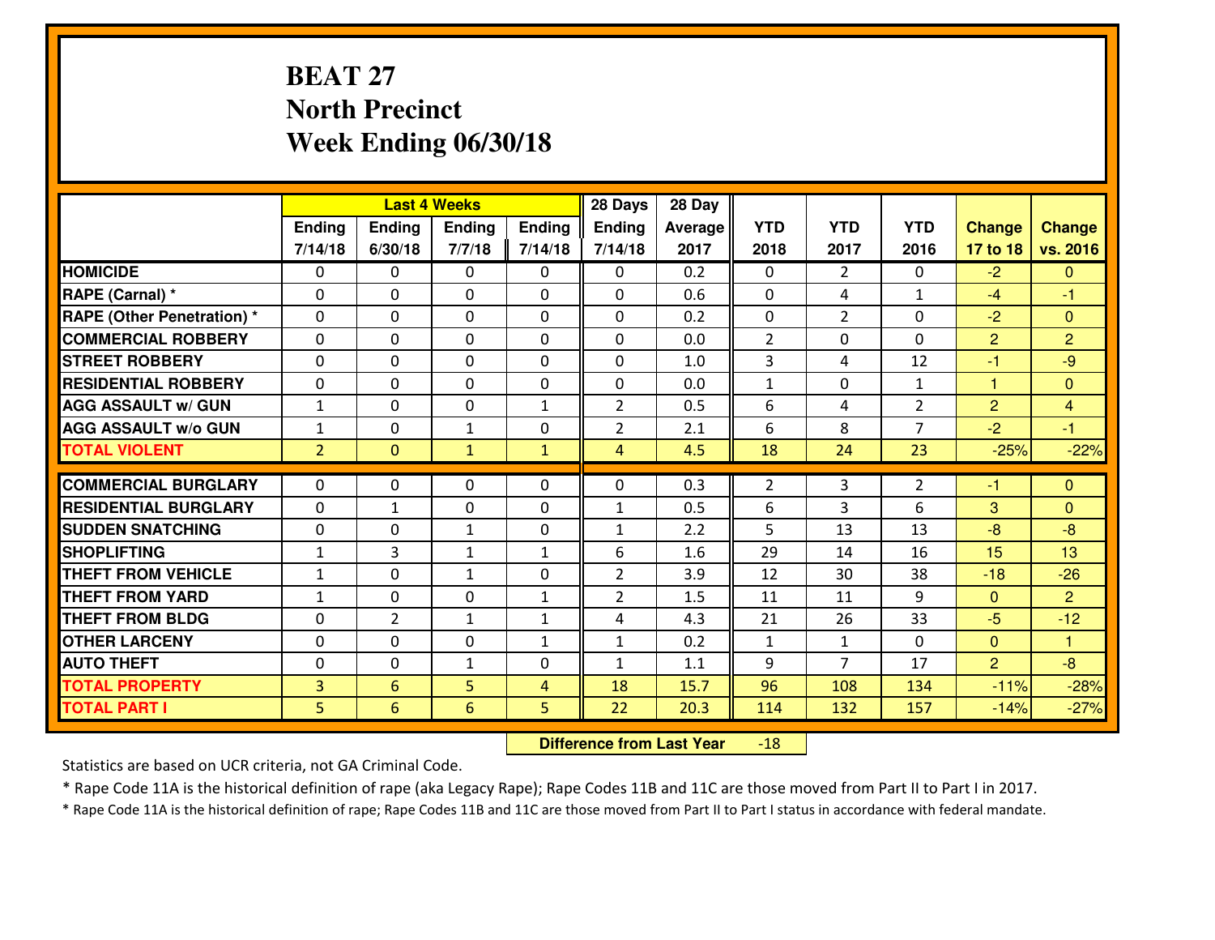# BEAT 27
## North Precinct
## Week Ending 06/30/18

| | Last 4 Weeks | | | | 28 Days | 28 Day | | | | | |
|---|---|---|---|---|---|---|---|---|---|---|---|
| | Ending 7/14/18 | Ending 6/30/18 | Ending 7/7/18 | Ending 7/14/18 | Ending 7/14/18 | Average 2017 | YTD 2018 | YTD 2017 | YTD 2016 | Change 17 to 18 | Change vs. 2016 |
| **HOMICIDE** | 0 | 0 | 0 | 0 | 0 | 0.2 | 0 | 2 | 0 | -2 | 0 |
| **RAPE (Carnal) *** | 0 | 0 | 0 | 0 | 0 | 0.6 | 0 | 4 | 1 | -4 | -1 |
| **RAPE (Other Penetration) *** | 0 | 0 | 0 | 0 | 0 | 0.2 | 0 | 2 | 0 | -2 | 0 |
| **COMMERCIAL ROBBERY** | 0 | 0 | 0 | 0 | 0 | 0.0 | 2 | 0 | 0 | 2 | 2 |
| **STREET ROBBERY** | 0 | 0 | 0 | 0 | 0 | 1.0 | 3 | 4 | 12 | -1 | -9 |
| **RESIDENTIAL ROBBERY** | 0 | 0 | 0 | 0 | 0 | 0.0 | 1 | 0 | 1 | 1 | 0 |
| **AGG ASSAULT w/ GUN** | 1 | 0 | 0 | 1 | 2 | 0.5 | 6 | 4 | 2 | 2 | 4 |
| **AGG ASSAULT w/o GUN** | 1 | 0 | 1 | 0 | 2 | 2.1 | 6 | 8 | 7 | -2 | -1 |
| **TOTAL VIOLENT** | 2 | 0 | 1 | 1 | 4 | 4.5 | 18 | 24 | 23 | -25% | -22% |
| **COMMERCIAL BURGLARY** | 0 | 0 | 0 | 0 | 0 | 0.3 | 2 | 3 | 2 | -1 | 0 |
| **RESIDENTIAL BURGLARY** | 0 | 1 | 0 | 0 | 1 | 0.5 | 6 | 3 | 6 | 3 | 0 |
| **SUDDEN SNATCHING** | 0 | 0 | 1 | 0 | 1 | 2.2 | 5 | 13 | 13 | -8 | -8 |
| **SHOPLIFTING** | 1 | 3 | 1 | 1 | 6 | 1.6 | 29 | 14 | 16 | 15 | 13 |
| **THEFT FROM VEHICLE** | 1 | 0 | 1 | 0 | 2 | 3.9 | 12 | 30 | 38 | -18 | -26 |
| **THEFT FROM YARD** | 1 | 0 | 0 | 1 | 2 | 1.5 | 11 | 11 | 9 | 0 | 2 |
| **THEFT FROM BLDG** | 0 | 2 | 1 | 1 | 4 | 4.3 | 21 | 26 | 33 | -5 | -12 |
| **OTHER LARCENY** | 0 | 0 | 0 | 1 | 1 | 0.2 | 1 | 1 | 0 | 0 | 1 |
| **AUTO THEFT** | 0 | 0 | 1 | 0 | 1 | 1.1 | 9 | 7 | 17 | 2 | -8 |
| **TOTAL PROPERTY** | 3 | 6 | 5 | 4 | 18 | 15.7 | 96 | 108 | 134 | -11% | -28% |
| **TOTAL PART I** | 5 | 6 | 6 | 5 | 22 | 20.3 | 114 | 132 | 157 | -14% | -27% |

**Difference from Last Year** -18

Statistics are based on UCR criteria, not GA Criminal Code.

* Rape Code 11A is the historical definition of rape (aka Legacy Rape); Rape Codes 11B and 11C are those moved from Part II to Part I in 2017.

* Rape Code 11A is the historical definition of rape; Rape Codes 11B and 11C are those moved from Part II to Part I status in accordance with federal mandate.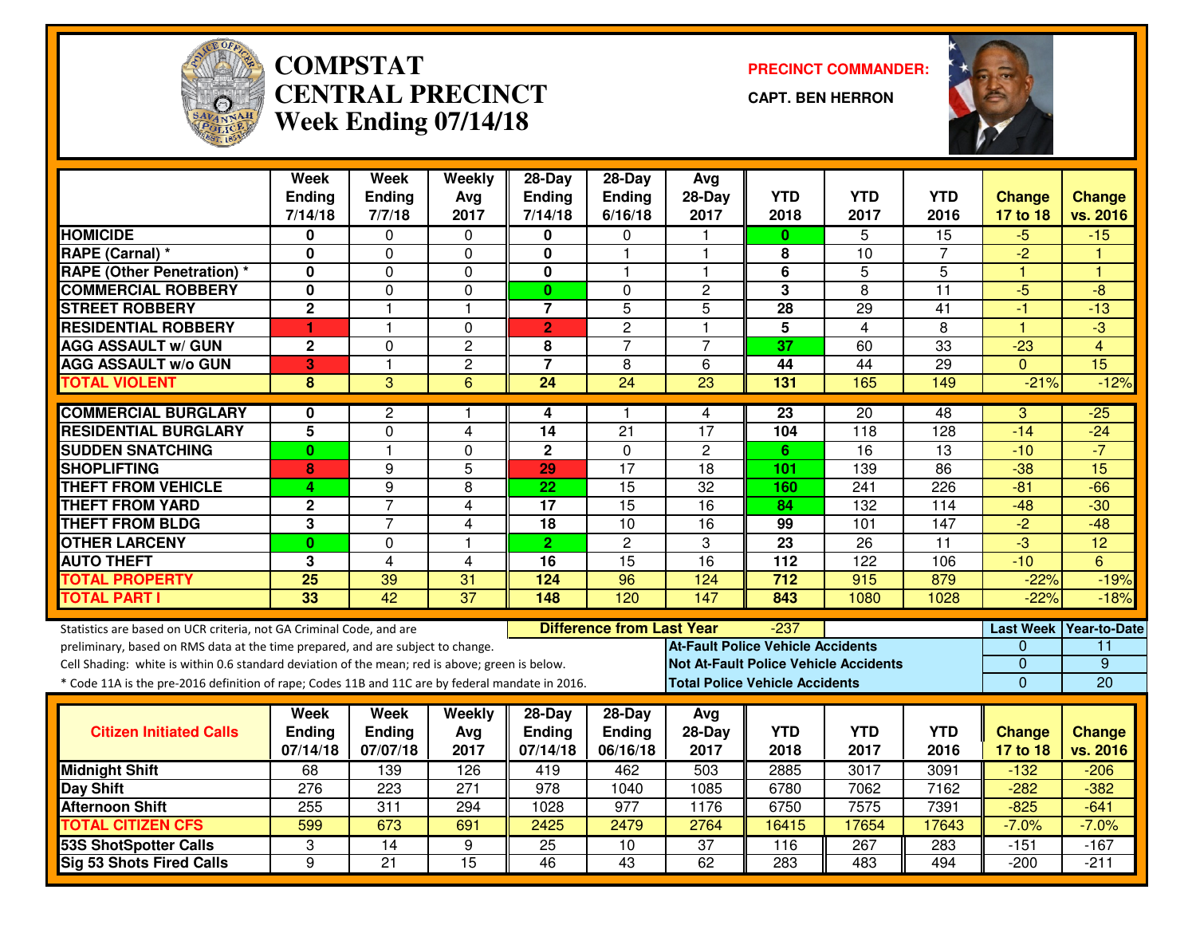# COMPSTAT CENTRAL PRECINCT
## Week Ending 07/14/18

**PRECINCT COMMANDER:** CAPT. BEN HERRON

| | Week Ending 7/14/18 | Week Ending 7/7/18 | Weekly Avg 2017 | 28-Day Ending 7/14/18 | 28-Day Ending 6/16/18 | Avg 28-Day 2017 | YTD 2018 | YTD 2017 | YTD 2016 | Change 17 to 18 | Change vs. 2016 |
|---|---|---|---|---|---|---|---|---|---|---|---|
| HOMICIDE | 0 | 0 | 0 | 0 | 0 | 1 | 0 | 5 | 15 | -5 | -15 |
| RAPE (Carnal) * | 0 | 0 | 0 | 0 | 1 | 1 | 8 | 10 | 7 | -2 | 1 |
| RAPE (Other Penetration) * | 0 | 0 | 0 | 0 | 1 | 1 | 6 | 5 | 5 | 1 | 1 |
| COMMERCIAL ROBBERY | 0 | 0 | 0 | 0 | 0 | 2 | 3 | 8 | 11 | -5 | -8 |
| STREET ROBBERY | 2 | 1 | 1 | 7 | 5 | 5 | 28 | 29 | 41 | -1 | -13 |
| RESIDENTIAL ROBBERY | 1 | 1 | 0 | 2 | 2 | 1 | 5 | 4 | 8 | 1 | -3 |
| AGG ASSAULT w/ GUN | 2 | 0 | 2 | 8 | 7 | 7 | 37 | 60 | 33 | -23 | 4 |
| AGG ASSAULT w/o GUN | 3 | 1 | 2 | 7 | 8 | 6 | 44 | 44 | 29 | 0 | 15 |
| TOTAL VIOLENT | 8 | 3 | 6 | 24 | 24 | 23 | 131 | 165 | 149 | -21% | -12% |
| COMMERCIAL BURGLARY | 0 | 2 | 1 | 4 | 1 | 4 | 23 | 20 | 48 | 3 | -25 |
| RESIDENTIAL BURGLARY | 5 | 0 | 4 | 14 | 21 | 17 | 104 | 118 | 128 | -14 | -24 |
| SUDDEN SNATCHING | 0 | 1 | 0 | 2 | 0 | 2 | 6 | 16 | 13 | -10 | -7 |
| SHOPLIFTING | 8 | 9 | 5 | 29 | 17 | 18 | 101 | 139 | 86 | -38 | 15 |
| THEFT FROM VEHICLE | 4 | 9 | 8 | 22 | 15 | 32 | 160 | 241 | 226 | -81 | -66 |
| THEFT FROM YARD | 2 | 7 | 4 | 17 | 15 | 16 | 84 | 132 | 114 | -48 | -30 |
| THEFT FROM BLDG | 3 | 7 | 4 | 18 | 10 | 16 | 99 | 101 | 147 | -2 | -48 |
| OTHER LARCENY | 0 | 0 | 1 | 2 | 2 | 3 | 23 | 26 | 11 | -3 | 12 |
| AUTO THEFT | 3 | 4 | 4 | 16 | 15 | 16 | 112 | 122 | 106 | -10 | 6 |
| TOTAL PROPERTY | 25 | 39 | 31 | 124 | 96 | 124 | 712 | 915 | 879 | -22% | -19% |
| TOTAL PART I | 33 | 42 | 37 | 148 | 120 | 147 | 843 | 1080 | 1028 | -22% | -18% |

Statistics are based on UCR criteria, not GA Criminal Code, and are preliminary, based on RMS data at the time prepared, and are subject to change.
Cell Shading: white is within 0.6 standard deviation of the mean; red is above; green is below.
* Code 11A is the pre-2016 definition of rape; Codes 11B and 11C are by federal mandate in 2016.

**Difference from Last Year:** -237

| | Last Week | Year-to-Date |
|---|---|---|
| At-Fault Police Vehicle Accidents | 0 | 11 |
| Not At-Fault Police Vehicle Accidents | 0 | 9 |
| Total Police Vehicle Accidents | 0 | 20 |

| Citizen Initiated Calls | Week Ending 07/14/18 | Week Ending 07/07/18 | Weekly Avg 2017 | 28-Day Ending 07/14/18 | 28-Day Ending 06/16/18 | Avg 28-Day 2017 | YTD 2018 | YTD 2017 | YTD 2016 | Change 17 to 18 | Change vs. 2016 |
|---|---|---|---|---|---|---|---|---|---|---|---|
| Midnight Shift | 68 | 139 | 126 | 419 | 462 | 503 | 2885 | 3017 | 3091 | -132 | -206 |
| Day Shift | 276 | 223 | 271 | 978 | 1040 | 1085 | 6780 | 7062 | 7162 | -282 | -382 |
| Afternoon Shift | 255 | 311 | 294 | 1028 | 977 | 1176 | 6750 | 7575 | 7391 | -825 | -641 |
| TOTAL CITIZEN CFS | 599 | 673 | 691 | 2425 | 2479 | 2764 | 16415 | 17654 | 17643 | -7.0% | -7.0% |
| 53S ShotSpotter Calls | 3 | 14 | 9 | 25 | 10 | 37 | 116 | 267 | 283 | -151 | -167 |
| Sig 53 Shots Fired Calls | 9 | 21 | 15 | 46 | 43 | 62 | 283 | 483 | 494 | -200 | -211 |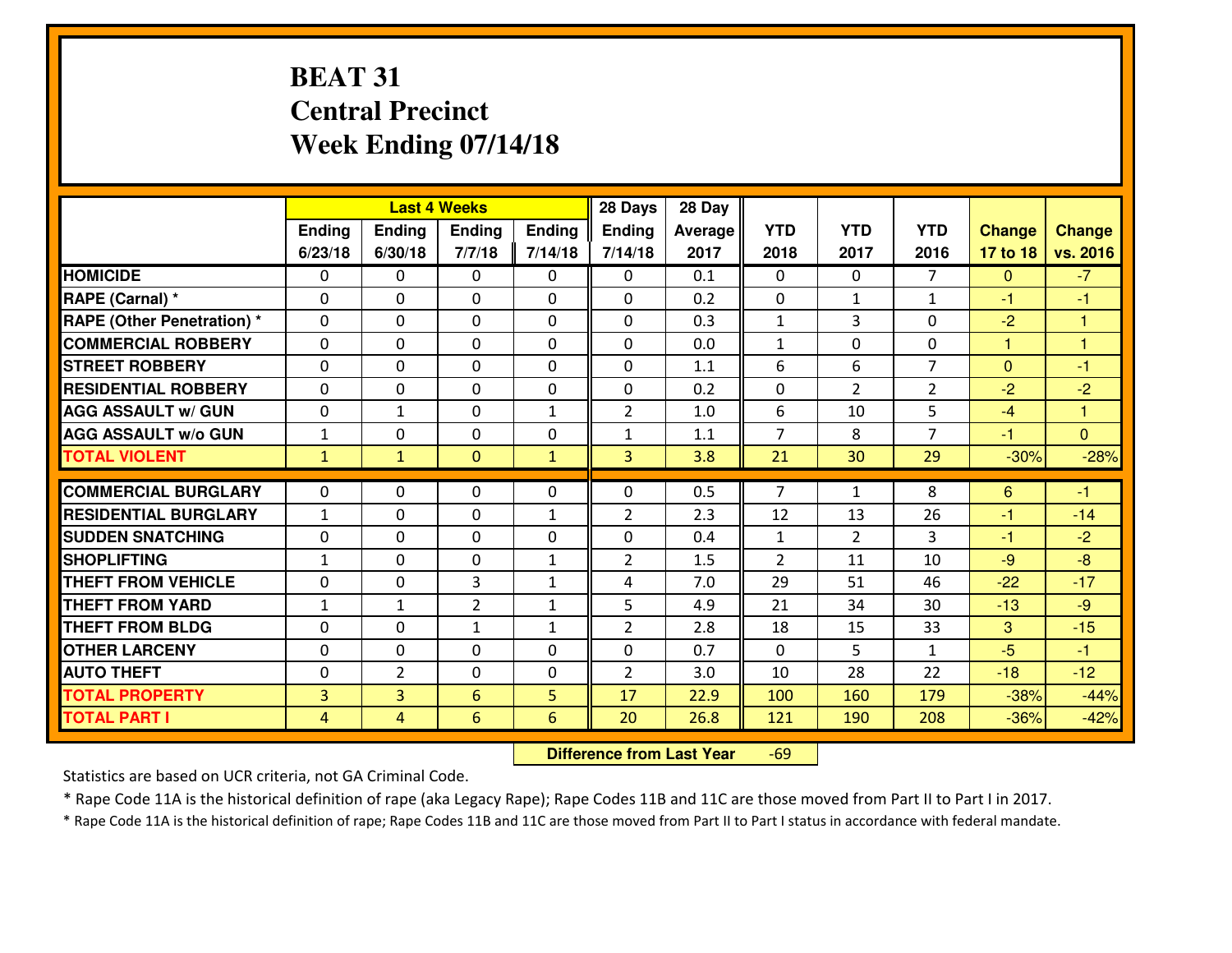# BEAT 31
# Central Precinct
# Week Ending 07/14/18

| | Last 4 Weeks | | | | 28 Days | 28 Day | | | | | |
|---|---|---|---|---|---|---|---|---|---|---|---|
| | Ending 6/23/18 | Ending 6/30/18 | Ending 7/7/18 | Ending 7/14/18 | Ending 7/14/18 | Average 2017 | YTD 2018 | YTD 2017 | YTD 2016 | Change 17 to 18 | Change vs. 2016 |
| HOMICIDE | 0 | 0 | 0 | 0 | 0 | 0.1 | 0 | 0 | 7 | 0 | -7 |
| RAPE (Carnal) * | 0 | 0 | 0 | 0 | 0 | 0.2 | 0 | 1 | 1 | -1 | -1 |
| RAPE (Other Penetration) * | 0 | 0 | 0 | 0 | 0 | 0.3 | 1 | 3 | 0 | -2 | 1 |
| COMMERCIAL ROBBERY | 0 | 0 | 0 | 0 | 0 | 0.0 | 1 | 0 | 0 | 1 | 1 |
| STREET ROBBERY | 0 | 0 | 0 | 0 | 0 | 1.1 | 6 | 6 | 7 | 0 | -1 |
| RESIDENTIAL ROBBERY | 0 | 0 | 0 | 0 | 0 | 0.2 | 0 | 2 | 2 | -2 | -2 |
| AGG ASSAULT w/ GUN | 0 | 1 | 0 | 1 | 2 | 1.0 | 6 | 10 | 5 | -4 | 1 |
| AGG ASSAULT w/o GUN | 1 | 0 | 0 | 0 | 1 | 1.1 | 7 | 8 | 7 | -1 | 0 |
| TOTAL VIOLENT | 1 | 1 | 0 | 1 | 3 | 3.8 | 21 | 30 | 29 | -30% | -28% |
| COMMERCIAL BURGLARY | 0 | 0 | 0 | 0 | 0 | 0.5 | 7 | 1 | 8 | 6 | -1 |
| RESIDENTIAL BURGLARY | 1 | 0 | 0 | 1 | 2 | 2.3 | 12 | 13 | 26 | -1 | -14 |
| SUDDEN SNATCHING | 0 | 0 | 0 | 0 | 0 | 0.4 | 1 | 2 | 3 | -1 | -2 |
| SHOPLIFTING | 1 | 0 | 0 | 1 | 2 | 1.5 | 2 | 11 | 10 | -9 | -8 |
| THEFT FROM VEHICLE | 0 | 0 | 3 | 1 | 4 | 7.0 | 29 | 51 | 46 | -22 | -17 |
| THEFT FROM YARD | 1 | 1 | 2 | 1 | 5 | 4.9 | 21 | 34 | 30 | -13 | -9 |
| THEFT FROM BLDG | 0 | 0 | 1 | 1 | 2 | 2.8 | 18 | 15 | 33 | 3 | -15 |
| OTHER LARCENY | 0 | 0 | 0 | 0 | 0 | 0.7 | 0 | 5 | 1 | -5 | -1 |
| AUTO THEFT | 0 | 2 | 0 | 0 | 2 | 3.0 | 10 | 28 | 22 | -18 | -12 |
| TOTAL PROPERTY | 3 | 3 | 6 | 5 | 17 | 22.9 | 100 | 160 | 179 | -38% | -44% |
| TOTAL PART I | 4 | 4 | 6 | 6 | 20 | 26.8 | 121 | 190 | 208 | -36% | -42% |

**Difference from Last Year** -69

Statistics are based on UCR criteria, not GA Criminal Code.

* Rape Code 11A is the historical definition of rape (aka Legacy Rape); Rape Codes 11B and 11C are those moved from Part II to Part I in 2017.

* Rape Code 11A is the historical definition of rape; Rape Codes 11B and 11C are those moved from Part II to Part I status in accordance with federal mandate.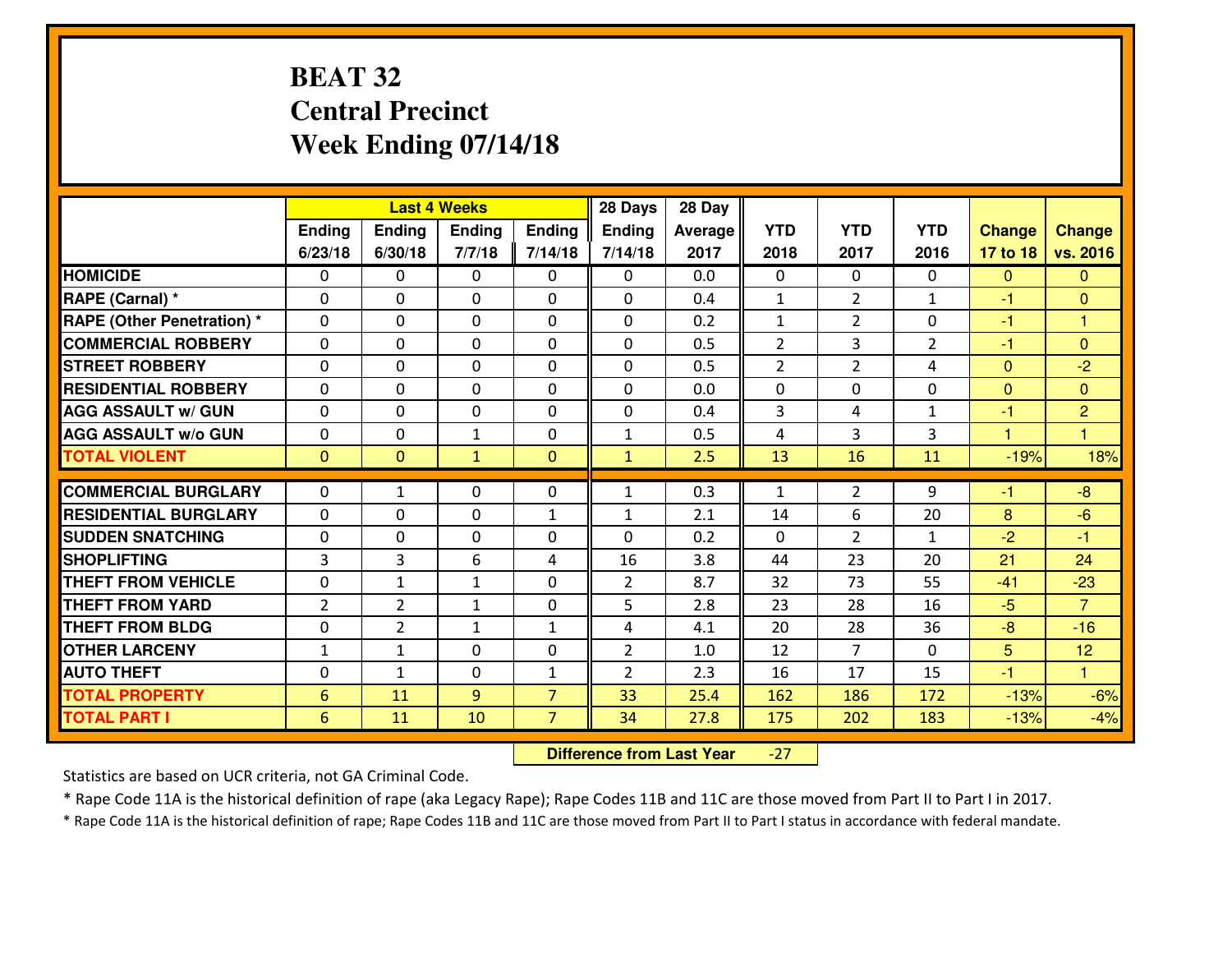# BEAT 32
# Central Precinct
# Week Ending 07/14/18

| | Last 4 Weeks | | | | 28 Days | 28 Day | | | | | |
|---|---|---|---|---|---|---|---|---|---|---|---|
| | Ending 6/23/18 | Ending 6/30/18 | Ending 7/7/18 | Ending 7/14/18 | Ending 7/14/18 | Average 2017 | YTD 2018 | YTD 2017 | YTD 2016 | Change 17 to 18 | Change vs. 2016 |
| **HOMICIDE** | 0 | 0 | 0 | 0 | 0 | 0.0 | 0 | 0 | 0 | 0 | 0 |
| **RAPE (Carnal) *** | 0 | 0 | 0 | 0 | 0 | 0.4 | 1 | 2 | 1 | -1 | 0 |
| **RAPE (Other Penetration) *** | 0 | 0 | 0 | 0 | 0 | 0.2 | 1 | 2 | 0 | -1 | 1 |
| **COMMERCIAL ROBBERY** | 0 | 0 | 0 | 0 | 0 | 0.5 | 2 | 3 | 2 | -1 | 0 |
| **STREET ROBBERY** | 0 | 0 | 0 | 0 | 0 | 0.5 | 2 | 2 | 4 | 0 | -2 |
| **RESIDENTIAL ROBBERY** | 0 | 0 | 0 | 0 | 0 | 0.0 | 0 | 0 | 0 | 0 | 0 |
| **AGG ASSAULT w/ GUN** | 0 | 0 | 0 | 0 | 0 | 0.4 | 3 | 4 | 1 | -1 | 2 |
| **AGG ASSAULT w/o GUN** | 0 | 0 | 1 | 0 | 1 | 0.5 | 4 | 3 | 3 | 1 | 1 |
| **TOTAL VIOLENT** | 0 | 0 | 1 | 0 | 1 | 2.5 | 13 | 16 | 11 | -19% | 18% |
| **COMMERCIAL BURGLARY** | 0 | 1 | 0 | 0 | 1 | 0.3 | 1 | 2 | 9 | -1 | -8 |
| **RESIDENTIAL BURGLARY** | 0 | 0 | 0 | 1 | 1 | 2.1 | 14 | 6 | 20 | 8 | -6 |
| **SUDDEN SNATCHING** | 0 | 0 | 0 | 0 | 0 | 0.2 | 0 | 2 | 1 | -2 | -1 |
| **SHOPLIFTING** | 3 | 3 | 6 | 4 | 16 | 3.8 | 44 | 23 | 20 | 21 | 24 |
| **THEFT FROM VEHICLE** | 0 | 1 | 1 | 0 | 2 | 8.7 | 32 | 73 | 55 | -41 | -23 |
| **THEFT FROM YARD** | 2 | 2 | 1 | 0 | 5 | 2.8 | 23 | 28 | 16 | -5 | 7 |
| **THEFT FROM BLDG** | 0 | 2 | 1 | 1 | 4 | 4.1 | 20 | 28 | 36 | -8 | -16 |
| **OTHER LARCENY** | 1 | 1 | 0 | 0 | 2 | 1.0 | 12 | 7 | 0 | 5 | 12 |
| **AUTO THEFT** | 0 | 1 | 0 | 1 | 2 | 2.3 | 16 | 17 | 15 | -1 | 1 |
| **TOTAL PROPERTY** | 6 | 11 | 9 | 7 | 33 | 25.4 | 162 | 186 | 172 | -13% | -6% |
| **TOTAL PART I** | 6 | 11 | 10 | 7 | 34 | 27.8 | 175 | 202 | 183 | -13% | -4% |

**Difference from Last Year** -27

Statistics are based on UCR criteria, not GA Criminal Code.

* Rape Code 11A is the historical definition of rape (aka Legacy Rape); Rape Codes 11B and 11C are those moved from Part II to Part I in 2017.

* Rape Code 11A is the historical definition of rape; Rape Codes 11B and 11C are those moved from Part II to Part I status in accordance with federal mandate.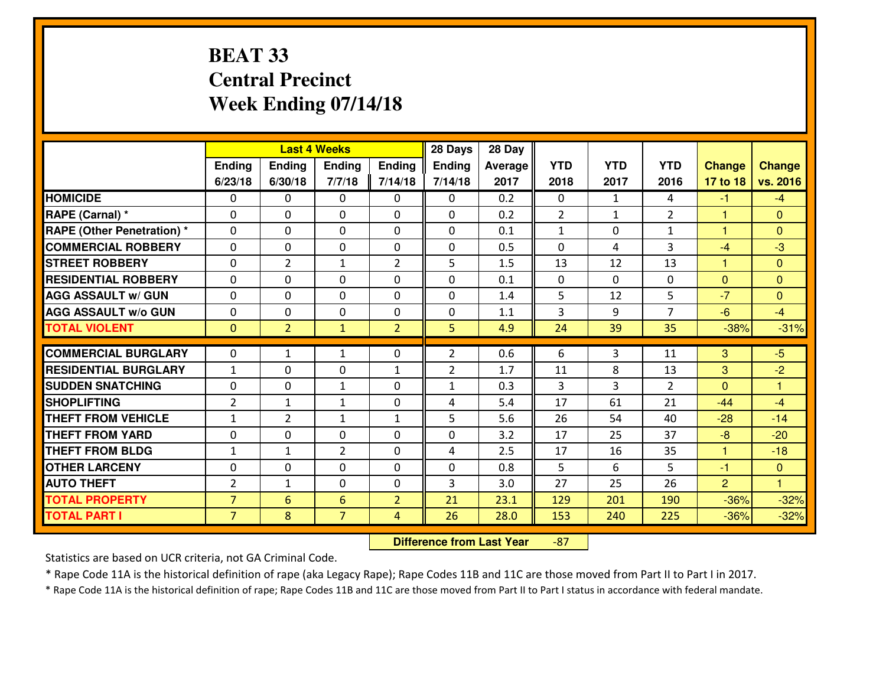# BEAT 33
## Central Precinct
## Week Ending 07/14/18

| | Last 4 Weeks | | | | 28 Days | 28 Day | | | | | |
|---|---|---|---|---|---|---|---|---|---|---|---|
| | Ending 6/23/18 | Ending 6/30/18 | Ending 7/7/18 | Ending 7/14/18 | Ending 7/14/18 | Average 2017 | YTD 2018 | YTD 2017 | YTD 2016 | Change 17 to 18 | Change vs. 2016 |
| HOMICIDE | 0 | 0 | 0 | 0 | 0 | 0.2 | 0 | 1 | 4 | -1 | -4 |
| RAPE (Carnal) * | 0 | 0 | 0 | 0 | 0 | 0.2 | 2 | 1 | 2 | 1 | 0 |
| RAPE (Other Penetration) * | 0 | 0 | 0 | 0 | 0 | 0.1 | 1 | 0 | 1 | 1 | 0 |
| COMMERCIAL ROBBERY | 0 | 0 | 0 | 0 | 0 | 0.5 | 0 | 4 | 3 | -4 | -3 |
| STREET ROBBERY | 0 | 2 | 1 | 2 | 5 | 1.5 | 13 | 12 | 13 | 1 | 0 |
| RESIDENTIAL ROBBERY | 0 | 0 | 0 | 0 | 0 | 0.1 | 0 | 0 | 0 | 0 | 0 |
| AGG ASSAULT w/ GUN | 0 | 0 | 0 | 0 | 0 | 1.4 | 5 | 12 | 5 | -7 | 0 |
| AGG ASSAULT w/o GUN | 0 | 0 | 0 | 0 | 0 | 1.1 | 3 | 9 | 7 | -6 | -4 |
| TOTAL VIOLENT | 0 | 2 | 1 | 2 | 5 | 4.9 | 24 | 39 | 35 | -38% | -31% |
| COMMERCIAL BURGLARY | 0 | 1 | 1 | 0 | 2 | 0.6 | 6 | 3 | 11 | 3 | -5 |
| RESIDENTIAL BURGLARY | 1 | 0 | 0 | 1 | 2 | 1.7 | 11 | 8 | 13 | 3 | -2 |
| SUDDEN SNATCHING | 0 | 0 | 1 | 0 | 1 | 0.3 | 3 | 3 | 2 | 0 | 1 |
| SHOPLIFTING | 2 | 1 | 1 | 0 | 4 | 5.4 | 17 | 61 | 21 | -44 | -4 |
| THEFT FROM VEHICLE | 1 | 2 | 1 | 1 | 5 | 5.6 | 26 | 54 | 40 | -28 | -14 |
| THEFT FROM YARD | 0 | 0 | 0 | 0 | 0 | 3.2 | 17 | 25 | 37 | -8 | -20 |
| THEFT FROM BLDG | 1 | 1 | 2 | 0 | 4 | 2.5 | 17 | 16 | 35 | 1 | -18 |
| OTHER LARCENY | 0 | 0 | 0 | 0 | 0 | 0.8 | 5 | 6 | 5 | -1 | 0 |
| AUTO THEFT | 2 | 1 | 0 | 0 | 3 | 3.0 | 27 | 25 | 26 | 2 | 1 |
| TOTAL PROPERTY | 7 | 6 | 6 | 2 | 21 | 23.1 | 129 | 201 | 190 | -36% | -32% |
| TOTAL PART I | 7 | 8 | 7 | 4 | 26 | 28.0 | 153 | 240 | 225 | -36% | -32% |

**Difference from Last Year** -87

Statistics are based on UCR criteria, not GA Criminal Code.

* Rape Code 11A is the historical definition of rape (aka Legacy Rape); Rape Codes 11B and 11C are those moved from Part II to Part I in 2017.

* Rape Code 11A is the historical definition of rape; Rape Codes 11B and 11C are those moved from Part II to Part I status in accordance with federal mandate.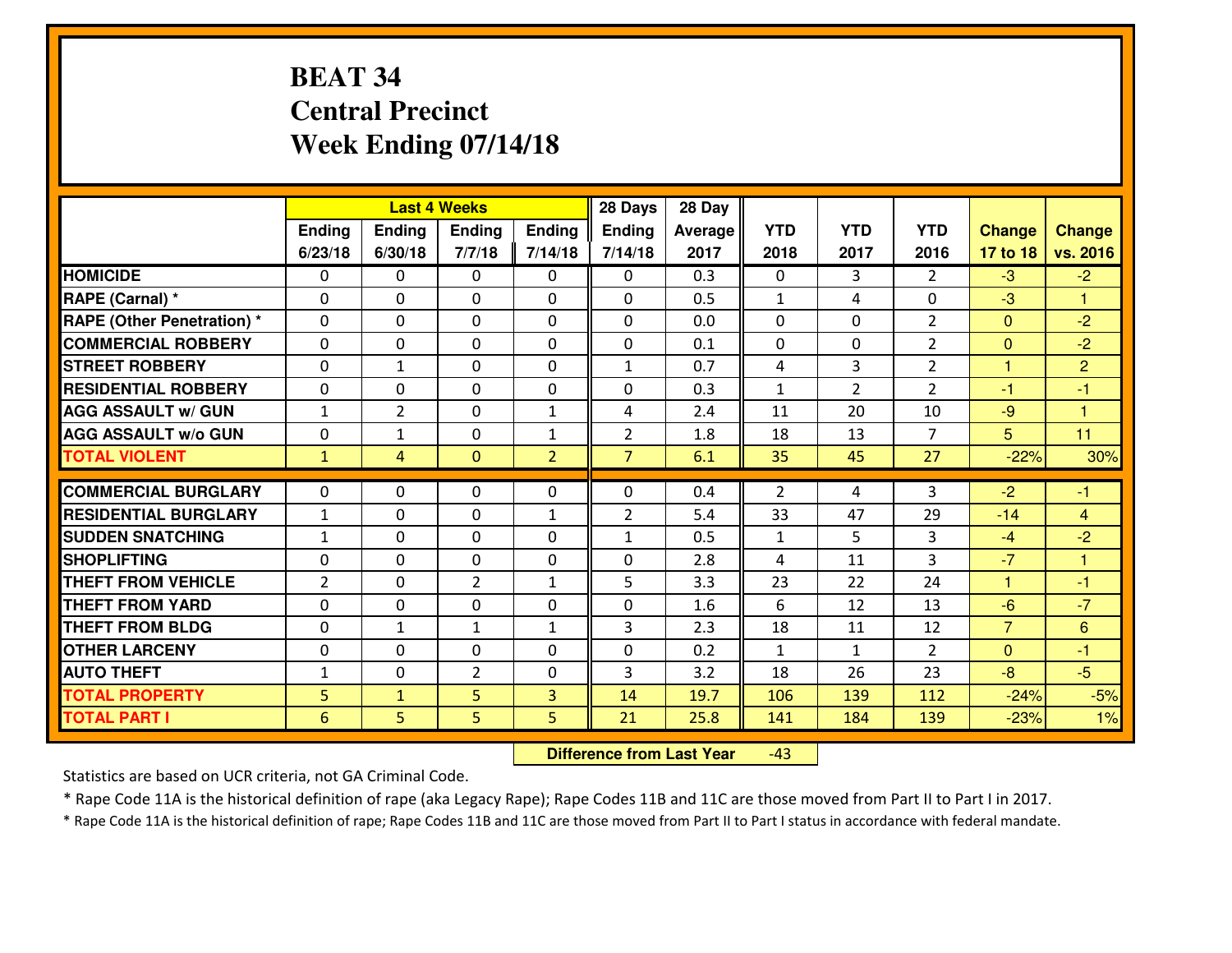# BEAT 34
## Central Precinct
## Week Ending 07/14/18

| | Last 4 Weeks | | | | 28 Days | 28 Day | | | | | |
|---|---|---|---|---|---|---|---|---|---|---|---|
| | Ending 6/23/18 | Ending 6/30/18 | Ending 7/7/18 | Ending 7/14/18 | Ending 7/14/18 | Average 2017 | YTD 2018 | YTD 2017 | YTD 2016 | Change 17 to 18 | Change vs. 2016 |
| **HOMICIDE** | 0 | 0 | 0 | 0 | 0 | 0.3 | 0 | 3 | 2 | -3 | -2 |
| **RAPE (Carnal) *** | 0 | 0 | 0 | 0 | 0 | 0.5 | 1 | 4 | 0 | -3 | 1 |
| **RAPE (Other Penetration) *** | 0 | 0 | 0 | 0 | 0 | 0.0 | 0 | 0 | 2 | 0 | -2 |
| **COMMERCIAL ROBBERY** | 0 | 0 | 0 | 0 | 0 | 0.1 | 0 | 0 | 2 | 0 | -2 |
| **STREET ROBBERY** | 0 | 1 | 0 | 0 | 1 | 0.7 | 4 | 3 | 2 | 1 | 2 |
| **RESIDENTIAL ROBBERY** | 0 | 0 | 0 | 0 | 0 | 0.3 | 1 | 2 | 2 | -1 | -1 |
| **AGG ASSAULT w/ GUN** | 1 | 2 | 0 | 1 | 4 | 2.4 | 11 | 20 | 10 | -9 | 1 |
| **AGG ASSAULT w/o GUN** | 0 | 1 | 0 | 1 | 2 | 1.8 | 18 | 13 | 7 | 5 | 11 |
| **TOTAL VIOLENT** | 1 | 4 | 0 | 2 | 7 | 6.1 | 35 | 45 | 27 | -22% | 30% |
| **COMMERCIAL BURGLARY** | 0 | 0 | 0 | 0 | 0 | 0.4 | 2 | 4 | 3 | -2 | -1 |
| **RESIDENTIAL BURGLARY** | 1 | 0 | 0 | 1 | 2 | 5.4 | 33 | 47 | 29 | -14 | 4 |
| **SUDDEN SNATCHING** | 1 | 0 | 0 | 0 | 1 | 0.5 | 1 | 5 | 3 | -4 | -2 |
| **SHOPLIFTING** | 0 | 0 | 0 | 0 | 0 | 2.8 | 4 | 11 | 3 | -7 | 1 |
| **THEFT FROM VEHICLE** | 2 | 0 | 2 | 1 | 5 | 3.3 | 23 | 22 | 24 | 1 | -1 |
| **THEFT FROM YARD** | 0 | 0 | 0 | 0 | 0 | 1.6 | 6 | 12 | 13 | -6 | -7 |
| **THEFT FROM BLDG** | 0 | 1 | 1 | 1 | 3 | 2.3 | 18 | 11 | 12 | 7 | 6 |
| **OTHER LARCENY** | 0 | 0 | 0 | 0 | 0 | 0.2 | 1 | 1 | 2 | 0 | -1 |
| **AUTO THEFT** | 1 | 0 | 2 | 0 | 3 | 3.2 | 18 | 26 | 23 | -8 | -5 |
| **TOTAL PROPERTY** | 5 | 1 | 5 | 3 | 14 | 19.7 | 106 | 139 | 112 | -24% | -5% |
| **TOTAL PART I** | 6 | 5 | 5 | 5 | 21 | 25.8 | 141 | 184 | 139 | -23% | 1% |

**Difference from Last Year** -43

Statistics are based on UCR criteria, not GA Criminal Code.

* Rape Code 11A is the historical definition of rape (aka Legacy Rape); Rape Codes 11B and 11C are those moved from Part II to Part I in 2017.

* Rape Code 11A is the historical definition of rape; Rape Codes 11B and 11C are those moved from Part II to Part I status in accordance with federal mandate.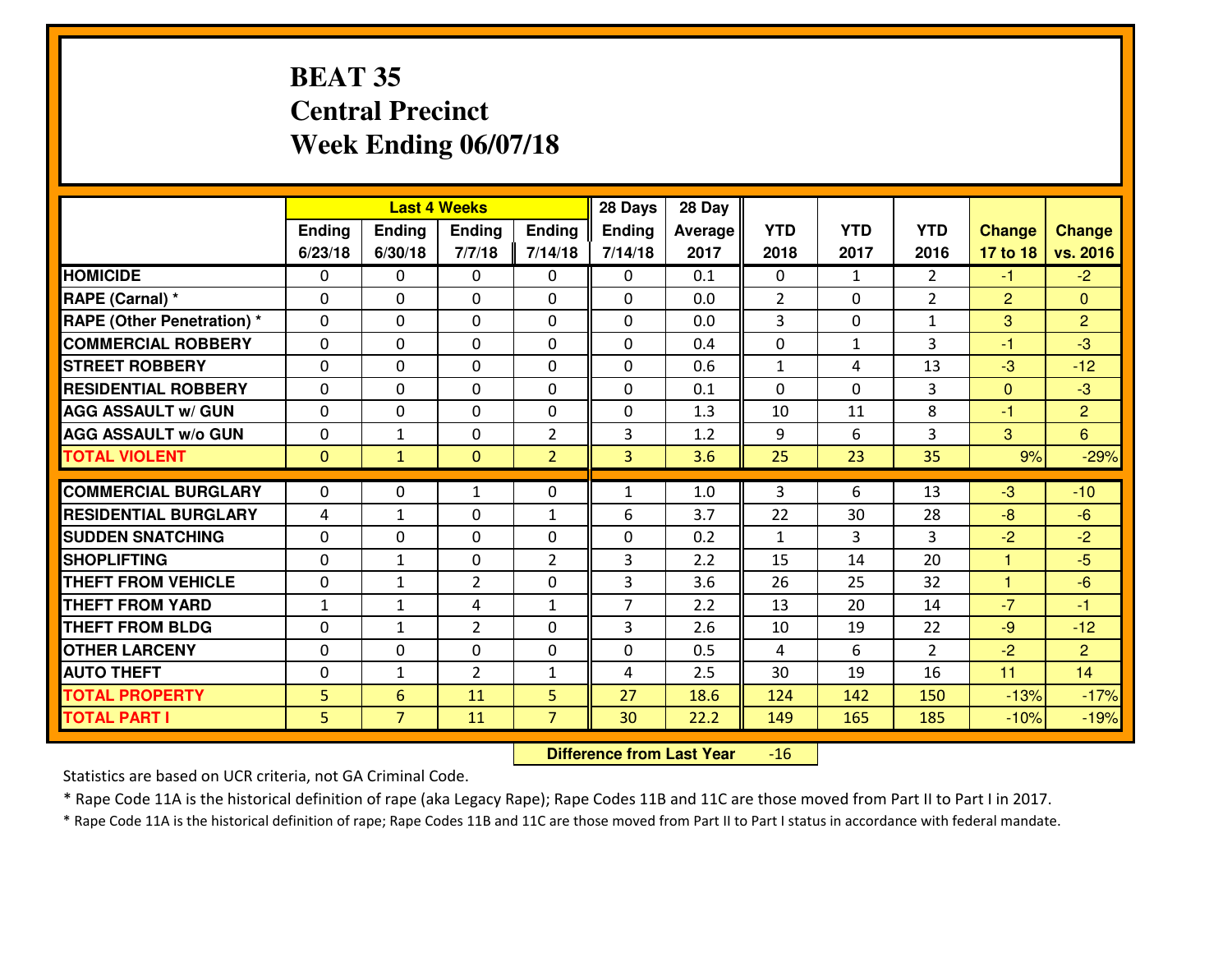# BEAT 35
## Central Precinct
## Week Ending 06/07/18

| | Last 4 Weeks | | | | 28 Days | 28 Day | | | | | |
|---|---|---|---|---|---|---|---|---|---|---|---|
| | Ending 6/23/18 | Ending 6/30/18 | Ending 7/7/18 | Ending 7/14/18 | Ending 7/14/18 | Average 2017 | YTD 2018 | YTD 2017 | YTD 2016 | Change 17 to 18 | Change vs. 2016 |
| HOMICIDE | 0 | 0 | 0 | 0 | 0 | 0.1 | 0 | 1 | 2 | -1 | -2 |
| RAPE (Carnal) * | 0 | 0 | 0 | 0 | 0 | 0.0 | 2 | 0 | 2 | 2 | 0 |
| RAPE (Other Penetration) * | 0 | 0 | 0 | 0 | 0 | 0.0 | 3 | 0 | 1 | 3 | 2 |
| COMMERCIAL ROBBERY | 0 | 0 | 0 | 0 | 0 | 0.4 | 0 | 1 | 3 | -1 | -3 |
| STREET ROBBERY | 0 | 0 | 0 | 0 | 0 | 0.6 | 1 | 4 | 13 | -3 | -12 |
| RESIDENTIAL ROBBERY | 0 | 0 | 0 | 0 | 0 | 0.1 | 0 | 0 | 3 | 0 | -3 |
| AGG ASSAULT w/ GUN | 0 | 0 | 0 | 0 | 0 | 1.3 | 10 | 11 | 8 | -1 | 2 |
| AGG ASSAULT w/o GUN | 0 | 1 | 0 | 2 | 3 | 1.2 | 9 | 6 | 3 | 3 | 6 |
| TOTAL VIOLENT | 0 | 1 | 0 | 2 | 3 | 3.6 | 25 | 23 | 35 | 9% | -29% |
| COMMERCIAL BURGLARY | 0 | 0 | 1 | 0 | 1 | 1.0 | 3 | 6 | 13 | -3 | -10 |
| RESIDENTIAL BURGLARY | 4 | 1 | 0 | 1 | 6 | 3.7 | 22 | 30 | 28 | -8 | -6 |
| SUDDEN SNATCHING | 0 | 0 | 0 | 0 | 0 | 0.2 | 1 | 3 | 3 | -2 | -2 |
| SHOPLIFTING | 0 | 1 | 0 | 2 | 3 | 2.2 | 15 | 14 | 20 | 1 | -5 |
| THEFT FROM VEHICLE | 0 | 1 | 2 | 0 | 3 | 3.6 | 26 | 25 | 32 | 1 | -6 |
| THEFT FROM YARD | 1 | 1 | 4 | 1 | 7 | 2.2 | 13 | 20 | 14 | -7 | -1 |
| THEFT FROM BLDG | 0 | 1 | 2 | 0 | 3 | 2.6 | 10 | 19 | 22 | -9 | -12 |
| OTHER LARCENY | 0 | 0 | 0 | 0 | 0 | 0.5 | 4 | 6 | 2 | -2 | 2 |
| AUTO THEFT | 0 | 1 | 2 | 1 | 4 | 2.5 | 30 | 19 | 16 | 11 | 14 |
| TOTAL PROPERTY | 5 | 6 | 11 | 5 | 27 | 18.6 | 124 | 142 | 150 | -13% | -17% |
| TOTAL PART I | 5 | 7 | 11 | 7 | 30 | 22.2 | 149 | 165 | 185 | -10% | -19% |

**Difference from Last Year** -16

Statistics are based on UCR criteria, not GA Criminal Code.

* Rape Code 11A is the historical definition of rape (aka Legacy Rape); Rape Codes 11B and 11C are those moved from Part II to Part I in 2017.

* Rape Code 11A is the historical definition of rape; Rape Codes 11B and 11C are those moved from Part II to Part I status in accordance with federal mandate.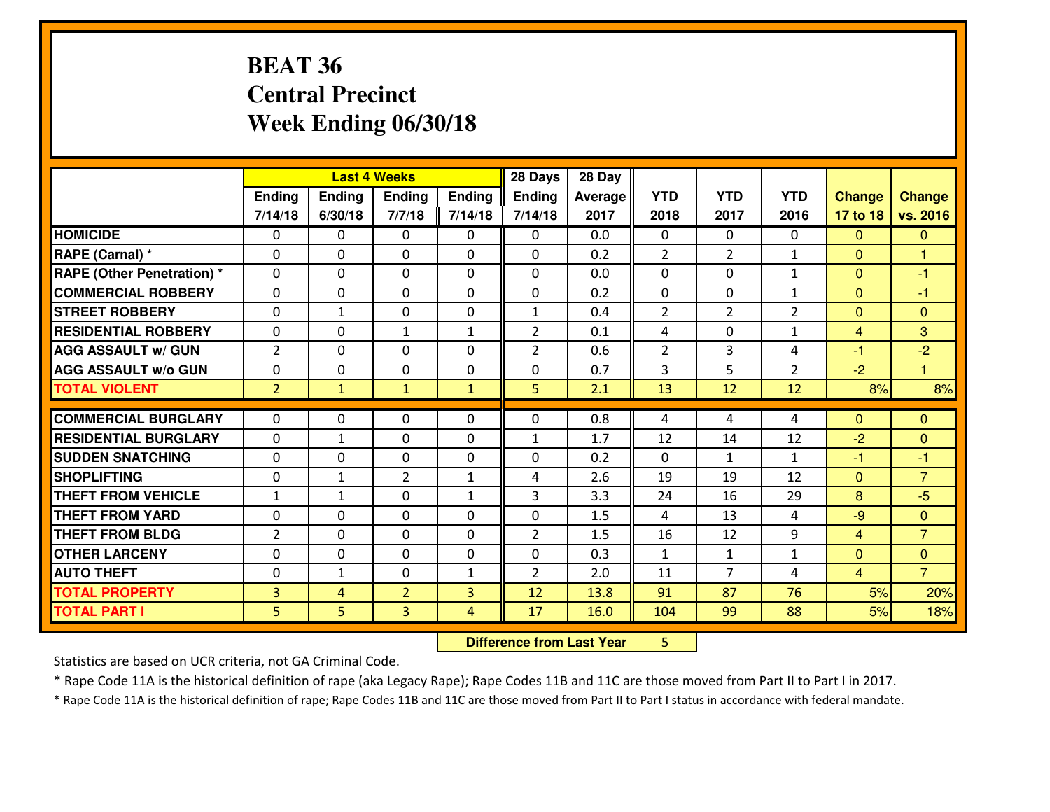# BEAT 36
## Central Precinct
## Week Ending 06/30/18

| | Last 4 Weeks | | | | 28 Days | 28 Day | | | | | |
|---|---|---|---|---|---|---|---|---|---|---|---|
| | Ending 7/14/18 | Ending 6/30/18 | Ending 7/7/18 | Ending 7/14/18 | Ending 7/14/18 | Average 2017 | YTD 2018 | YTD 2017 | YTD 2016 | Change 17 to 18 | Change vs. 2016 |
| **HOMICIDE** | 0 | 0 | 0 | 0 | 0 | 0.0 | 0 | 0 | 0 | 0 | 0 |
| **RAPE (Carnal) *** | 0 | 0 | 0 | 0 | 0 | 0.2 | 2 | 2 | 1 | 0 | 1 |
| **RAPE (Other Penetration) *** | 0 | 0 | 0 | 0 | 0 | 0.0 | 0 | 0 | 1 | 0 | -1 |
| **COMMERCIAL ROBBERY** | 0 | 0 | 0 | 0 | 0 | 0.2 | 0 | 0 | 1 | 0 | -1 |
| **STREET ROBBERY** | 0 | 1 | 0 | 0 | 1 | 0.4 | 2 | 2 | 2 | 0 | 0 |
| **RESIDENTIAL ROBBERY** | 0 | 0 | 1 | 1 | 2 | 0.1 | 4 | 0 | 1 | 4 | 3 |
| **AGG ASSAULT w/ GUN** | 2 | 0 | 0 | 0 | 2 | 0.6 | 2 | 3 | 4 | -1 | -2 |
| **AGG ASSAULT w/o GUN** | 0 | 0 | 0 | 0 | 0 | 0.7 | 3 | 5 | 2 | -2 | 1 |
| **TOTAL VIOLENT** | 2 | 1 | 1 | 1 | 5 | 2.1 | 13 | 12 | 12 | 8% | 8% |
| **COMMERCIAL BURGLARY** | 0 | 0 | 0 | 0 | 0 | 0.8 | 4 | 4 | 4 | 0 | 0 |
| **RESIDENTIAL BURGLARY** | 0 | 1 | 0 | 0 | 1 | 1.7 | 12 | 14 | 12 | -2 | 0 |
| **SUDDEN SNATCHING** | 0 | 0 | 0 | 0 | 0 | 0.2 | 0 | 1 | 1 | -1 | -1 |
| **SHOPLIFTING** | 0 | 1 | 2 | 1 | 4 | 2.6 | 19 | 19 | 12 | 0 | 7 |
| **THEFT FROM VEHICLE** | 1 | 1 | 0 | 1 | 3 | 3.3 | 24 | 16 | 29 | 8 | -5 |
| **THEFT FROM YARD** | 0 | 0 | 0 | 0 | 0 | 1.5 | 4 | 13 | 4 | -9 | 0 |
| **THEFT FROM BLDG** | 2 | 0 | 0 | 0 | 2 | 1.5 | 16 | 12 | 9 | 4 | 7 |
| **OTHER LARCENY** | 0 | 0 | 0 | 0 | 0 | 0.3 | 1 | 1 | 1 | 0 | 0 |
| **AUTO THEFT** | 0 | 1 | 0 | 1 | 2 | 2.0 | 11 | 7 | 4 | 4 | 7 |
| **TOTAL PROPERTY** | 3 | 4 | 2 | 3 | 12 | 13.8 | 91 | 87 | 76 | 5% | 20% |
| **TOTAL PART I** | 5 | 5 | 3 | 4 | 17 | 16.0 | 104 | 99 | 88 | 5% | 18% |

**Difference from Last Year** 5

Statistics are based on UCR criteria, not GA Criminal Code.

* Rape Code 11A is the historical definition of rape (aka Legacy Rape); Rape Codes 11B and 11C are those moved from Part II to Part I in 2017.

* Rape Code 11A is the historical definition of rape; Rape Codes 11B and 11C are those moved from Part II to Part I status in accordance with federal mandate.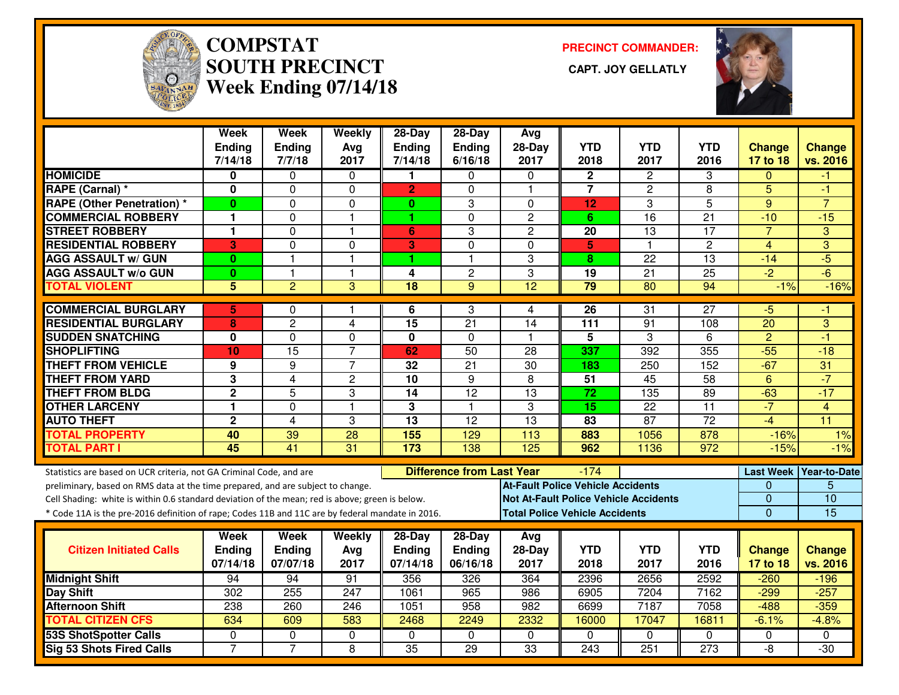# COMPSTAT SOUTH PRECINCT
## Week Ending 07/14/18

**PRECINCT COMMANDER:**

**CAPT. JOY GELLATLY**

| | Week Ending 7/14/18 | Week Ending 7/7/18 | Weekly Avg 2017 | 28-Day Ending 7/14/18 | 28-Day Ending 6/16/18 | Avg 28-Day 2017 | YTD 2018 | YTD 2017 | YTD 2016 | Change 17 to 18 | Change vs. 2016 |
|---|---|---|---|---|---|---|---|---|---|---|---|
| HOMICIDE | 0 | 0 | 0 | 1 | 0 | 0 | 2 | 2 | 3 | 0 | -1 |
| RAPE (Carnal) * | 0 | 0 | 0 | 2 | 0 | 1 | 7 | 2 | 8 | 5 | -1 |
| RAPE (Other Penetration) * | 0 | 0 | 0 | 0 | 3 | 0 | 12 | 3 | 5 | 9 | 7 |
| COMMERCIAL ROBBERY | 1 | 0 | 1 | 1 | 0 | 2 | 6 | 16 | 21 | -10 | -15 |
| STREET ROBBERY | 1 | 0 | 1 | 6 | 3 | 2 | 20 | 13 | 17 | 7 | 3 |
| RESIDENTIAL ROBBERY | 3 | 0 | 0 | 3 | 0 | 0 | 5 | 1 | 2 | 4 | 3 |
| AGG ASSAULT w/ GUN | 0 | 1 | 1 | 1 | 1 | 3 | 8 | 22 | 13 | -14 | -5 |
| AGG ASSAULT w/o GUN | 0 | 1 | 1 | 4 | 2 | 3 | 19 | 21 | 25 | -2 | -6 |
| TOTAL VIOLENT | 5 | 2 | 3 | 18 | 9 | 12 | 79 | 80 | 94 | -1% | -16% |
| COMMERCIAL BURGLARY | 5 | 0 | 1 | 6 | 3 | 4 | 26 | 31 | 27 | -5 | -1 |
| RESIDENTIAL BURGLARY | 8 | 2 | 4 | 15 | 21 | 14 | 111 | 91 | 108 | 20 | 3 |
| SUDDEN SNATCHING | 0 | 0 | 0 | 0 | 0 | 1 | 5 | 3 | 6 | 2 | -1 |
| SHOPLIFTING | 10 | 15 | 7 | 62 | 50 | 28 | 337 | 392 | 355 | -55 | -18 |
| THEFT FROM VEHICLE | 9 | 9 | 7 | 32 | 21 | 30 | 183 | 250 | 152 | -67 | 31 |
| THEFT FROM YARD | 3 | 4 | 2 | 10 | 9 | 8 | 51 | 45 | 58 | 6 | -7 |
| THEFT FROM BLDG | 2 | 5 | 3 | 14 | 12 | 13 | 72 | 135 | 89 | -63 | -17 |
| OTHER LARCENY | 1 | 0 | 1 | 3 | 1 | 3 | 15 | 22 | 11 | -7 | 4 |
| AUTO THEFT | 2 | 4 | 3 | 13 | 12 | 13 | 83 | 87 | 72 | -4 | 11 |
| TOTAL PROPERTY | 40 | 39 | 28 | 155 | 129 | 113 | 883 | 1056 | 878 | -16% | 1% |
| TOTAL PART I | 45 | 41 | 31 | 173 | 138 | 125 | 962 | 1136 | 972 | -15% | -1% |

Statistics are based on UCR criteria, not GA Criminal Code, and are preliminary, based on RMS data at the time prepared, and are subject to change.
Cell Shading: white is within 0.6 standard deviation of the mean; red is above; green is below.
* Code 11A is the pre-2016 definition of rape; Codes 11B and 11C are by federal mandate in 2016.

**Difference from Last Year:** -174

| | Last Week | Year-to-Date |
|---|---|---|
| At-Fault Police Vehicle Accidents | 0 | 5 |
| Not At-Fault Police Vehicle Accidents | 0 | 10 |
| Total Police Vehicle Accidents | 0 | 15 |

| Citizen Initiated Calls | Week Ending 07/14/18 | Week Ending 07/07/18 | Weekly Avg 2017 | 28-Day Ending 07/14/18 | 28-Day Ending 06/16/18 | Avg 28-Day 2017 | YTD 2018 | YTD 2017 | YTD 2016 | Change 17 to 18 | Change vs. 2016 |
|---|---|---|---|---|---|---|---|---|---|---|---|
| Midnight Shift | 94 | 94 | 91 | 356 | 326 | 364 | 2396 | 2656 | 2592 | -260 | -196 |
| Day Shift | 302 | 255 | 247 | 1061 | 965 | 986 | 6905 | 7204 | 7162 | -299 | -257 |
| Afternoon Shift | 238 | 260 | 246 | 1051 | 958 | 982 | 6699 | 7187 | 7058 | -488 | -359 |
| TOTAL CITIZEN CFS | 634 | 609 | 583 | 2468 | 2249 | 2332 | 16000 | 17047 | 16811 | -6.1% | -4.8% |
| 53S ShotSpotter Calls | 0 | 0 | 0 | 0 | 0 | 0 | 0 | 0 | 0 | 0 | 0 |
| Sig 53 Shots Fired Calls | 7 | 7 | 8 | 35 | 29 | 33 | 243 | 251 | 273 | -8 | -30 |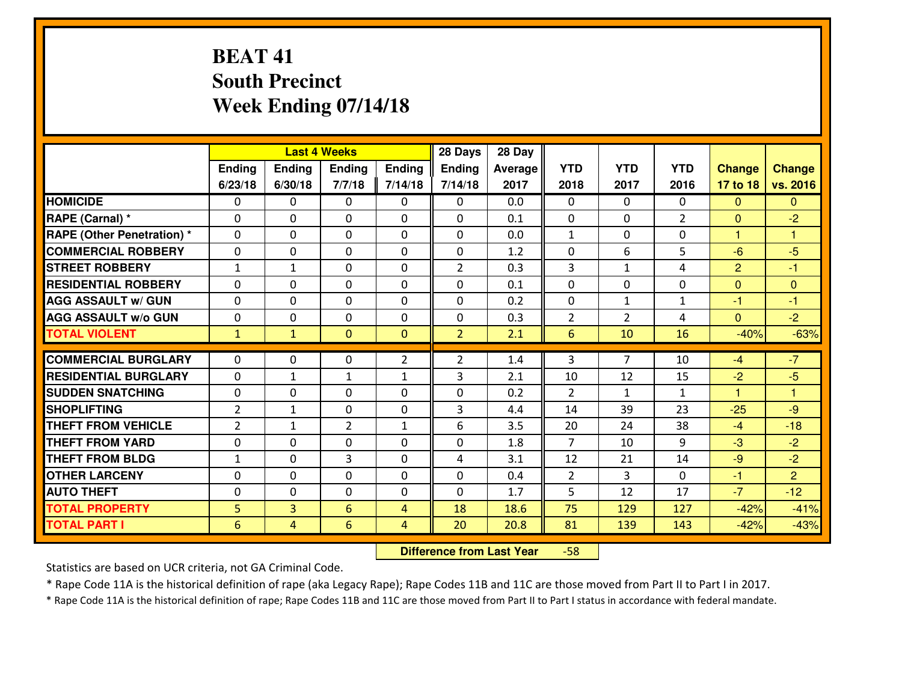# BEAT 41
## South Precinct
## Week Ending 07/14/18

| | Last 4 Weeks | | | | 28 Days | 28 Day | | | | | |
|---|---|---|---|---|---|---|---|---|---|---|---|
| | Ending 6/23/18 | Ending 6/30/18 | Ending 7/7/18 | Ending 7/14/18 | Ending 7/14/18 | Average 2017 | YTD 2018 | YTD 2017 | YTD 2016 | Change 17 to 18 | Change vs. 2016 |
| **HOMICIDE** | 0 | 0 | 0 | 0 | 0 | 0.0 | 0 | 0 | 0 | 0 | 0 |
| **RAPE (Carnal) *** | 0 | 0 | 0 | 0 | 0 | 0.1 | 0 | 0 | 2 | 0 | -2 |
| **RAPE (Other Penetration) *** | 0 | 0 | 0 | 0 | 0 | 0.0 | 1 | 0 | 0 | 1 | 1 |
| **COMMERCIAL ROBBERY** | 0 | 0 | 0 | 0 | 0 | 1.2 | 0 | 6 | 5 | -6 | -5 |
| **STREET ROBBERY** | 1 | 1 | 0 | 0 | 2 | 0.3 | 3 | 1 | 4 | 2 | -1 |
| **RESIDENTIAL ROBBERY** | 0 | 0 | 0 | 0 | 0 | 0.1 | 0 | 0 | 0 | 0 | 0 |
| **AGG ASSAULT w/ GUN** | 0 | 0 | 0 | 0 | 0 | 0.2 | 0 | 1 | 1 | -1 | -1 |
| **AGG ASSAULT w/o GUN** | 0 | 0 | 0 | 0 | 0 | 0.3 | 2 | 2 | 4 | 0 | -2 |
| **TOTAL VIOLENT** | 1 | 1 | 0 | 0 | 2 | 2.1 | 6 | 10 | 16 | -40% | -63% |
| **COMMERCIAL BURGLARY** | 0 | 0 | 0 | 2 | 2 | 1.4 | 3 | 7 | 10 | -4 | -7 |
| **RESIDENTIAL BURGLARY** | 0 | 1 | 1 | 1 | 3 | 2.1 | 10 | 12 | 15 | -2 | -5 |
| **SUDDEN SNATCHING** | 0 | 0 | 0 | 0 | 0 | 0.2 | 2 | 1 | 1 | 1 | 1 |
| **SHOPLIFTING** | 2 | 1 | 0 | 0 | 3 | 4.4 | 14 | 39 | 23 | -25 | -9 |
| **THEFT FROM VEHICLE** | 2 | 1 | 2 | 1 | 6 | 3.5 | 20 | 24 | 38 | -4 | -18 |
| **THEFT FROM YARD** | 0 | 0 | 0 | 0 | 0 | 1.8 | 7 | 10 | 9 | -3 | -2 |
| **THEFT FROM BLDG** | 1 | 0 | 3 | 0 | 4 | 3.1 | 12 | 21 | 14 | -9 | -2 |
| **OTHER LARCENY** | 0 | 0 | 0 | 0 | 0 | 0.4 | 2 | 3 | 0 | -1 | 2 |
| **AUTO THEFT** | 0 | 0 | 0 | 0 | 0 | 1.7 | 5 | 12 | 17 | -7 | -12 |
| **TOTAL PROPERTY** | 5 | 3 | 6 | 4 | 18 | 18.6 | 75 | 129 | 127 | -42% | -41% |
| **TOTAL PART I** | 6 | 4 | 6 | 4 | 20 | 20.8 | 81 | 139 | 143 | -42% | -43% |

**Difference from Last Year** -58

Statistics are based on UCR criteria, not GA Criminal Code.

* Rape Code 11A is the historical definition of rape (aka Legacy Rape); Rape Codes 11B and 11C are those moved from Part II to Part I in 2017.

* Rape Code 11A is the historical definition of rape; Rape Codes 11B and 11C are those moved from Part II to Part I status in accordance with federal mandate.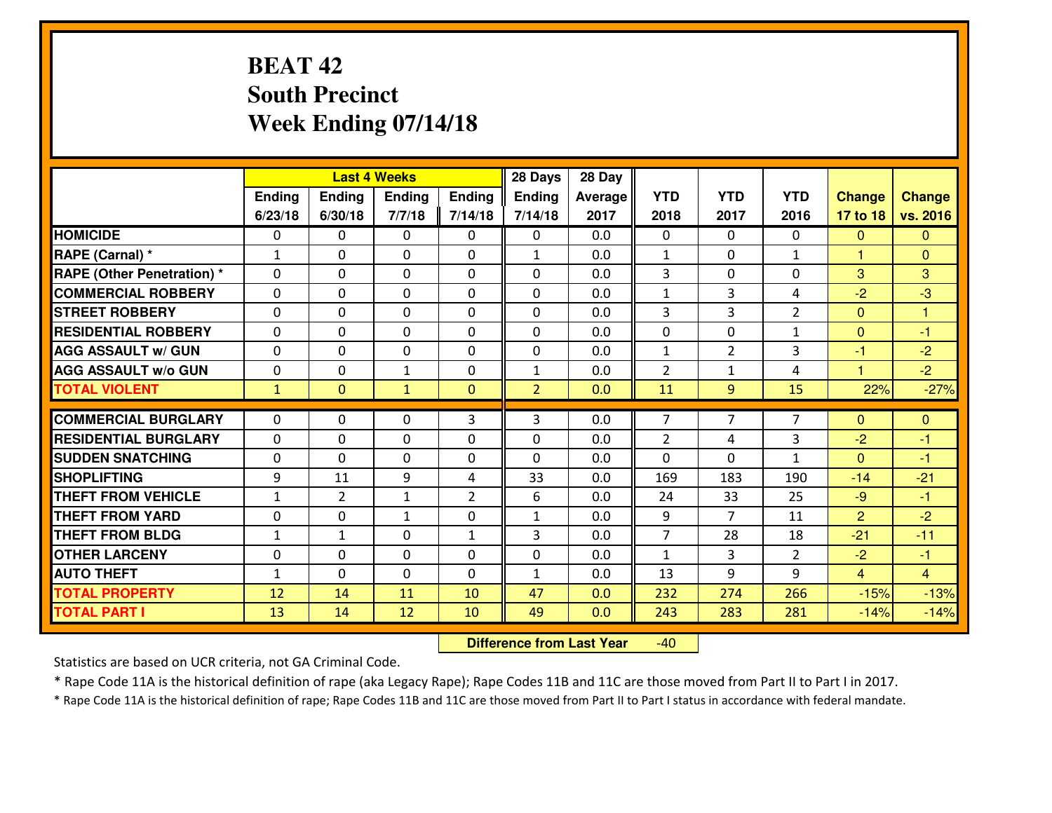# BEAT 42
## South Precinct
## Week Ending 07/14/18

| | Last 4 Weeks | | | | 28 Days | 28 Day | | | | | |
|---|---|---|---|---|---|---|---|---|---|---|---|
| | Ending 6/23/18 | Ending 6/30/18 | Ending 7/7/18 | Ending 7/14/18 | Ending 7/14/18 | Average 2017 | YTD 2018 | YTD 2017 | YTD 2016 | Change 17 to 18 | Change vs. 2016 |
| HOMICIDE | 0 | 0 | 0 | 0 | 0 | 0.0 | 0 | 0 | 0 | 0 | 0 |
| RAPE (Carnal) * | 1 | 0 | 0 | 0 | 1 | 0.0 | 1 | 0 | 1 | 1 | 0 |
| RAPE (Other Penetration) * | 0 | 0 | 0 | 0 | 0 | 0.0 | 3 | 0 | 0 | 3 | 3 |
| COMMERCIAL ROBBERY | 0 | 0 | 0 | 0 | 0 | 0.0 | 1 | 3 | 4 | -2 | -3 |
| STREET ROBBERY | 0 | 0 | 0 | 0 | 0 | 0.0 | 3 | 3 | 2 | 0 | 1 |
| RESIDENTIAL ROBBERY | 0 | 0 | 0 | 0 | 0 | 0.0 | 0 | 0 | 1 | 0 | -1 |
| AGG ASSAULT w/ GUN | 0 | 0 | 0 | 0 | 0 | 0.0 | 1 | 2 | 3 | -1 | -2 |
| AGG ASSAULT w/o GUN | 0 | 0 | 1 | 0 | 1 | 0.0 | 2 | 1 | 4 | 1 | -2 |
| TOTAL VIOLENT | 1 | 0 | 1 | 0 | 2 | 0.0 | 11 | 9 | 15 | 22% | -27% |
| COMMERCIAL BURGLARY | 0 | 0 | 0 | 3 | 3 | 0.0 | 7 | 7 | 7 | 0 | 0 |
| RESIDENTIAL BURGLARY | 0 | 0 | 0 | 0 | 0 | 0.0 | 2 | 4 | 3 | -2 | -1 |
| SUDDEN SNATCHING | 0 | 0 | 0 | 0 | 0 | 0.0 | 0 | 0 | 1 | 0 | -1 |
| SHOPLIFTING | 9 | 11 | 9 | 4 | 33 | 0.0 | 169 | 183 | 190 | -14 | -21 |
| THEFT FROM VEHICLE | 1 | 2 | 1 | 2 | 6 | 0.0 | 24 | 33 | 25 | -9 | -1 |
| THEFT FROM YARD | 0 | 0 | 1 | 0 | 1 | 0.0 | 9 | 7 | 11 | 2 | -2 |
| THEFT FROM BLDG | 1 | 1 | 0 | 1 | 3 | 0.0 | 7 | 28 | 18 | -21 | -11 |
| OTHER LARCENY | 0 | 0 | 0 | 0 | 0 | 0.0 | 1 | 3 | 2 | -2 | -1 |
| AUTO THEFT | 1 | 0 | 0 | 0 | 1 | 0.0 | 13 | 9 | 9 | 4 | 4 |
| TOTAL PROPERTY | 12 | 14 | 11 | 10 | 47 | 0.0 | 232 | 274 | 266 | -15% | -13% |
| TOTAL PART I | 13 | 14 | 12 | 10 | 49 | 0.0 | 243 | 283 | 281 | -14% | -14% |

**Difference from Last Year** -40

Statistics are based on UCR criteria, not GA Criminal Code.

* Rape Code 11A is the historical definition of rape (aka Legacy Rape); Rape Codes 11B and 11C are those moved from Part II to Part I in 2017.

* Rape Code 11A is the historical definition of rape; Rape Codes 11B and 11C are those moved from Part II to Part I status in accordance with federal mandate.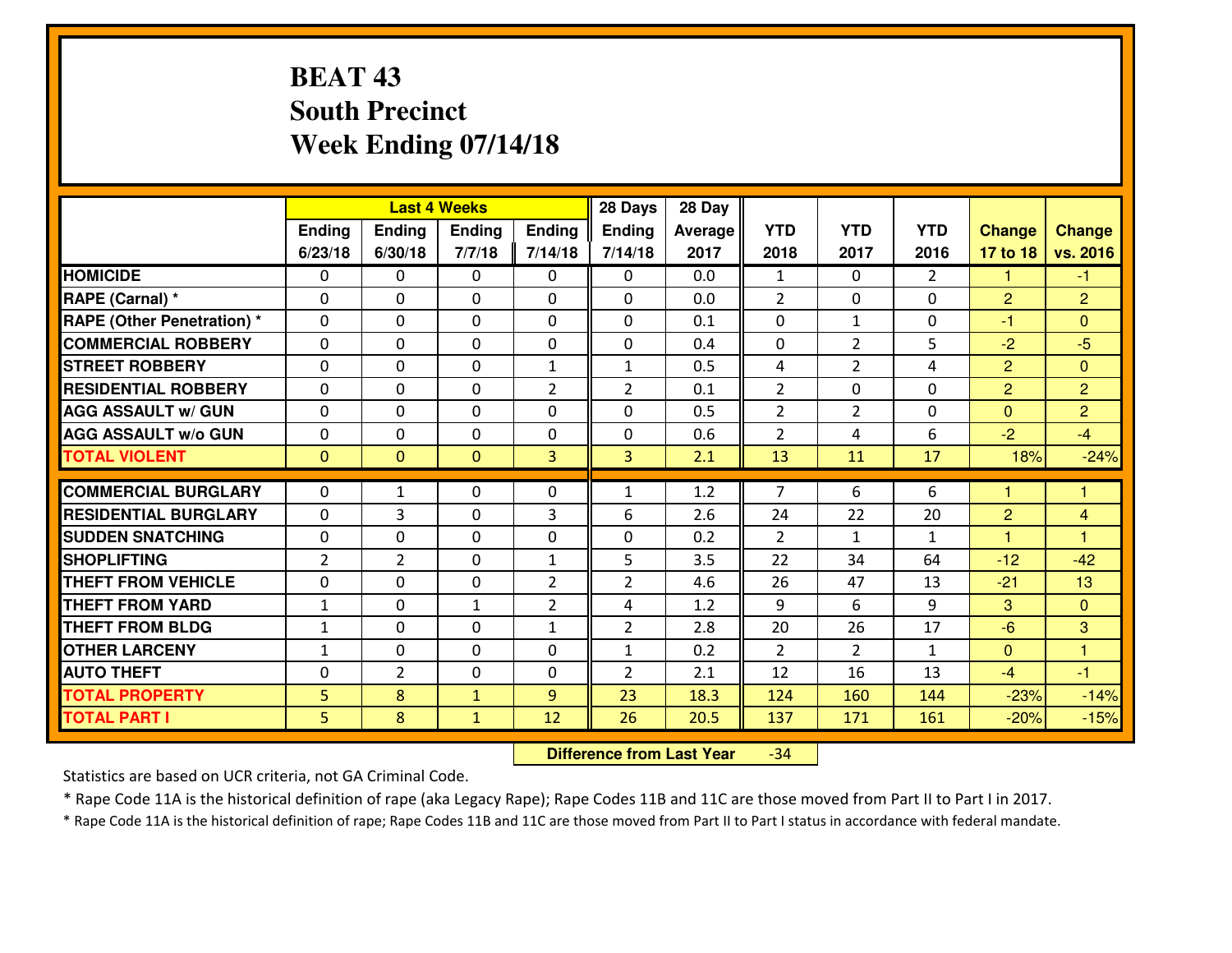# BEAT 43
## South Precinct
## Week Ending 07/14/18

| | Last 4 Weeks | | | | 28 Days | 28 Day | | | | | |
|---|---|---|---|---|---|---|---|---|---|---|---|
| | Ending 6/23/18 | Ending 6/30/18 | Ending 7/7/18 | Ending 7/14/18 | Ending 7/14/18 | Average 2017 | YTD 2018 | YTD 2017 | YTD 2016 | Change 17 to 18 | Change vs. 2016 |
| **HOMICIDE** | 0 | 0 | 0 | 0 | 0 | 0.0 | 1 | 0 | 2 | 1 | -1 |
| **RAPE (Carnal) *** | 0 | 0 | 0 | 0 | 0 | 0.0 | 2 | 0 | 0 | 2 | 2 |
| **RAPE (Other Penetration) *** | 0 | 0 | 0 | 0 | 0 | 0.1 | 0 | 1 | 0 | -1 | 0 |
| **COMMERCIAL ROBBERY** | 0 | 0 | 0 | 0 | 0 | 0.4 | 0 | 2 | 5 | -2 | -5 |
| **STREET ROBBERY** | 0 | 0 | 0 | 1 | 1 | 0.5 | 4 | 2 | 4 | 2 | 0 |
| **RESIDENTIAL ROBBERY** | 0 | 0 | 0 | 2 | 2 | 0.1 | 2 | 0 | 0 | 2 | 2 |
| **AGG ASSAULT w/ GUN** | 0 | 0 | 0 | 0 | 0 | 0.5 | 2 | 2 | 0 | 0 | 2 |
| **AGG ASSAULT w/o GUN** | 0 | 0 | 0 | 0 | 0 | 0.6 | 2 | 4 | 6 | -2 | -4 |
| **TOTAL VIOLENT** | 0 | 0 | 0 | 3 | 3 | 2.1 | 13 | 11 | 17 | 18% | -24% |
| **COMMERCIAL BURGLARY** | 0 | 1 | 0 | 0 | 1 | 1.2 | 7 | 6 | 6 | 1 | 1 |
| **RESIDENTIAL BURGLARY** | 0 | 3 | 0 | 3 | 6 | 2.6 | 24 | 22 | 20 | 2 | 4 |
| **SUDDEN SNATCHING** | 0 | 0 | 0 | 0 | 0 | 0.2 | 2 | 1 | 1 | 1 | 1 |
| **SHOPLIFTING** | 2 | 2 | 0 | 1 | 5 | 3.5 | 22 | 34 | 64 | -12 | -42 |
| **THEFT FROM VEHICLE** | 0 | 0 | 0 | 2 | 2 | 4.6 | 26 | 47 | 13 | -21 | 13 |
| **THEFT FROM YARD** | 1 | 0 | 1 | 2 | 4 | 1.2 | 9 | 6 | 9 | 3 | 0 |
| **THEFT FROM BLDG** | 1 | 0 | 0 | 1 | 2 | 2.8 | 20 | 26 | 17 | -6 | 3 |
| **OTHER LARCENY** | 1 | 0 | 0 | 0 | 1 | 0.2 | 2 | 2 | 1 | 0 | 1 |
| **AUTO THEFT** | 0 | 2 | 0 | 0 | 2 | 2.1 | 12 | 16 | 13 | -4 | -1 |
| **TOTAL PROPERTY** | 5 | 8 | 1 | 9 | 23 | 18.3 | 124 | 160 | 144 | -23% | -14% |
| **TOTAL PART I** | 5 | 8 | 1 | 12 | 26 | 20.5 | 137 | 171 | 161 | -20% | -15% |

**Difference from Last Year** -34

Statistics are based on UCR criteria, not GA Criminal Code.

* Rape Code 11A is the historical definition of rape (aka Legacy Rape); Rape Codes 11B and 11C are those moved from Part II to Part I in 2017.

* Rape Code 11A is the historical definition of rape; Rape Codes 11B and 11C are those moved from Part II to Part I status in accordance with federal mandate.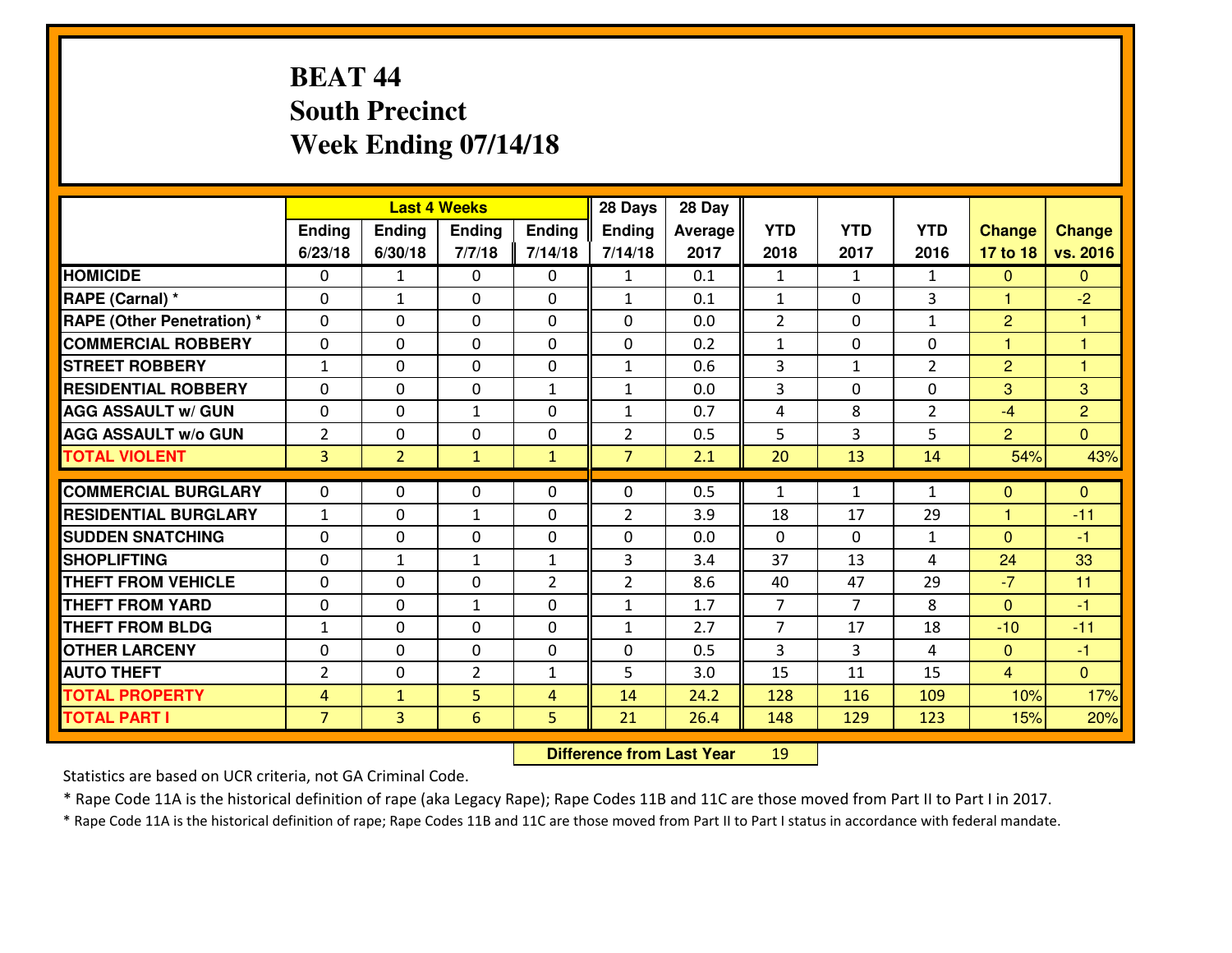# BEAT 44
## South Precinct
## Week Ending 07/14/18

| | Last 4 Weeks | | | | 28 Days | 28 Day | | | | | |
|---|---|---|---|---|---|---|---|---|---|---|---|
| | Ending 6/23/18 | Ending 6/30/18 | Ending 7/7/18 | Ending 7/14/18 | Ending 7/14/18 | Average 2017 | YTD 2018 | YTD 2017 | YTD 2016 | Change 17 to 18 | Change vs. 2016 |
| **HOMICIDE** | 0 | 1 | 0 | 0 | 1 | 0.1 | 1 | 1 | 1 | 0 | 0 |
| **RAPE (Carnal) *** | 0 | 1 | 0 | 0 | 1 | 0.1 | 1 | 0 | 3 | 1 | -2 |
| **RAPE (Other Penetration) *** | 0 | 0 | 0 | 0 | 0 | 0.0 | 2 | 0 | 1 | 2 | 1 |
| **COMMERCIAL ROBBERY** | 0 | 0 | 0 | 0 | 0 | 0.2 | 1 | 0 | 0 | 1 | 1 |
| **STREET ROBBERY** | 1 | 0 | 0 | 0 | 1 | 0.6 | 3 | 1 | 2 | 2 | 1 |
| **RESIDENTIAL ROBBERY** | 0 | 0 | 0 | 1 | 1 | 0.0 | 3 | 0 | 0 | 3 | 3 |
| **AGG ASSAULT w/ GUN** | 0 | 0 | 1 | 0 | 1 | 0.7 | 4 | 8 | 2 | -4 | 2 |
| **AGG ASSAULT w/o GUN** | 2 | 0 | 0 | 0 | 2 | 0.5 | 5 | 3 | 5 | 2 | 0 |
| **TOTAL VIOLENT** | 3 | 2 | 1 | 1 | 7 | 2.1 | 20 | 13 | 14 | 54% | 43% |
| **COMMERCIAL BURGLARY** | 0 | 0 | 0 | 0 | 0 | 0.5 | 1 | 1 | 1 | 0 | 0 |
| **RESIDENTIAL BURGLARY** | 1 | 0 | 1 | 0 | 2 | 3.9 | 18 | 17 | 29 | 1 | -11 |
| **SUDDEN SNATCHING** | 0 | 0 | 0 | 0 | 0 | 0.0 | 0 | 0 | 1 | 0 | -1 |
| **SHOPLIFTING** | 0 | 1 | 1 | 1 | 3 | 3.4 | 37 | 13 | 4 | 24 | 33 |
| **THEFT FROM VEHICLE** | 0 | 0 | 0 | 2 | 2 | 8.6 | 40 | 47 | 29 | -7 | 11 |
| **THEFT FROM YARD** | 0 | 0 | 1 | 0 | 1 | 1.7 | 7 | 7 | 8 | 0 | -1 |
| **THEFT FROM BLDG** | 1 | 0 | 0 | 0 | 1 | 2.7 | 7 | 17 | 18 | -10 | -11 |
| **OTHER LARCENY** | 0 | 0 | 0 | 0 | 0 | 0.5 | 3 | 3 | 4 | 0 | -1 |
| **AUTO THEFT** | 2 | 0 | 2 | 1 | 5 | 3.0 | 15 | 11 | 15 | 4 | 0 |
| **TOTAL PROPERTY** | 4 | 1 | 5 | 4 | 14 | 24.2 | 128 | 116 | 109 | 10% | 17% |
| **TOTAL PART I** | 7 | 3 | 6 | 5 | 21 | 26.4 | 148 | 129 | 123 | 15% | 20% |

**Difference from Last Year** 19

Statistics are based on UCR criteria, not GA Criminal Code.

* Rape Code 11A is the historical definition of rape (aka Legacy Rape); Rape Codes 11B and 11C are those moved from Part II to Part I in 2017.

* Rape Code 11A is the historical definition of rape; Rape Codes 11B and 11C are those moved from Part II to Part I status in accordance with federal mandate.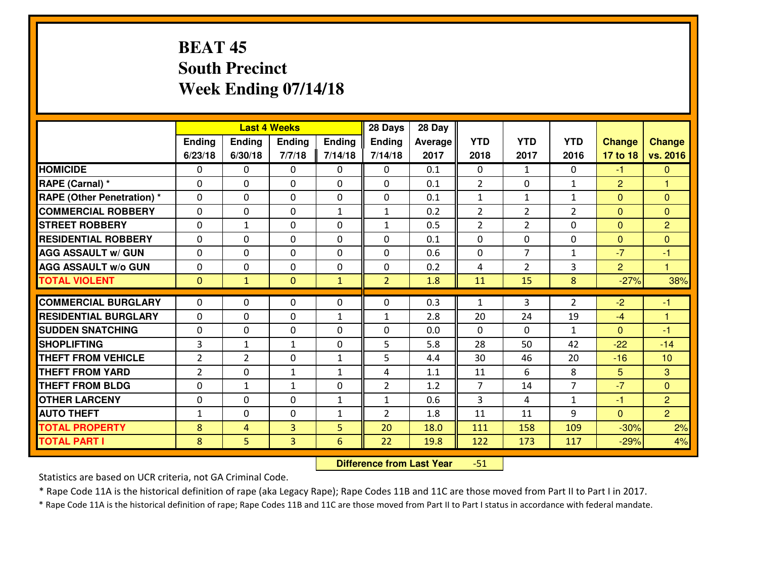# BEAT 45
## South Precinct
## Week Ending 07/14/18

| | Last 4 Weeks | | | | 28 Days | 28 Day | | | | | |
|---|---|---|---|---|---|---|---|---|---|---|---|
| | Ending 6/23/18 | Ending 6/30/18 | Ending 7/7/18 | Ending 7/14/18 | Ending 7/14/18 | Average 2017 | YTD 2018 | YTD 2017 | YTD 2016 | Change 17 to 18 | Change vs. 2016 |
| HOMICIDE | 0 | 0 | 0 | 0 | 0 | 0.1 | 0 | 1 | 0 | -1 | 0 |
| RAPE (Carnal) * | 0 | 0 | 0 | 0 | 0 | 0.1 | 2 | 0 | 1 | 2 | 1 |
| RAPE (Other Penetration) * | 0 | 0 | 0 | 0 | 0 | 0.1 | 1 | 1 | 1 | 0 | 0 |
| COMMERCIAL ROBBERY | 0 | 0 | 0 | 1 | 1 | 0.2 | 2 | 2 | 2 | 0 | 0 |
| STREET ROBBERY | 0 | 1 | 0 | 0 | 1 | 0.5 | 2 | 2 | 0 | 0 | 2 |
| RESIDENTIAL ROBBERY | 0 | 0 | 0 | 0 | 0 | 0.1 | 0 | 0 | 0 | 0 | 0 |
| AGG ASSAULT w/ GUN | 0 | 0 | 0 | 0 | 0 | 0.6 | 0 | 7 | 1 | -7 | -1 |
| AGG ASSAULT w/o GUN | 0 | 0 | 0 | 0 | 0 | 0.2 | 4 | 2 | 3 | 2 | 1 |
| TOTAL VIOLENT | 0 | 1 | 0 | 1 | 2 | 1.8 | 11 | 15 | 8 | -27% | 38% |
| COMMERCIAL BURGLARY | 0 | 0 | 0 | 0 | 0 | 0.3 | 1 | 3 | 2 | -2 | -1 |
| RESIDENTIAL BURGLARY | 0 | 0 | 0 | 1 | 1 | 2.8 | 20 | 24 | 19 | -4 | 1 |
| SUDDEN SNATCHING | 0 | 0 | 0 | 0 | 0 | 0.0 | 0 | 0 | 1 | 0 | -1 |
| SHOPLIFTING | 3 | 1 | 1 | 0 | 5 | 5.8 | 28 | 50 | 42 | -22 | -14 |
| THEFT FROM VEHICLE | 2 | 2 | 0 | 1 | 5 | 4.4 | 30 | 46 | 20 | -16 | 10 |
| THEFT FROM YARD | 2 | 0 | 1 | 1 | 4 | 1.1 | 11 | 6 | 8 | 5 | 3 |
| THEFT FROM BLDG | 0 | 1 | 1 | 0 | 2 | 1.2 | 7 | 14 | 7 | -7 | 0 |
| OTHER LARCENY | 0 | 0 | 0 | 1 | 1 | 0.6 | 3 | 4 | 1 | -1 | 2 |
| AUTO THEFT | 1 | 0 | 0 | 1 | 2 | 1.8 | 11 | 11 | 9 | 0 | 2 |
| TOTAL PROPERTY | 8 | 4 | 3 | 5 | 20 | 18.0 | 111 | 158 | 109 | -30% | 2% |
| TOTAL PART I | 8 | 5 | 3 | 6 | 22 | 19.8 | 122 | 173 | 117 | -29% | 4% |

**Difference from Last Year** -51

Statistics are based on UCR criteria, not GA Criminal Code.

* Rape Code 11A is the historical definition of rape (aka Legacy Rape); Rape Codes 11B and 11C are those moved from Part II to Part I in 2017.

* Rape Code 11A is the historical definition of rape; Rape Codes 11B and 11C are those moved from Part II to Part I status in accordance with federal mandate.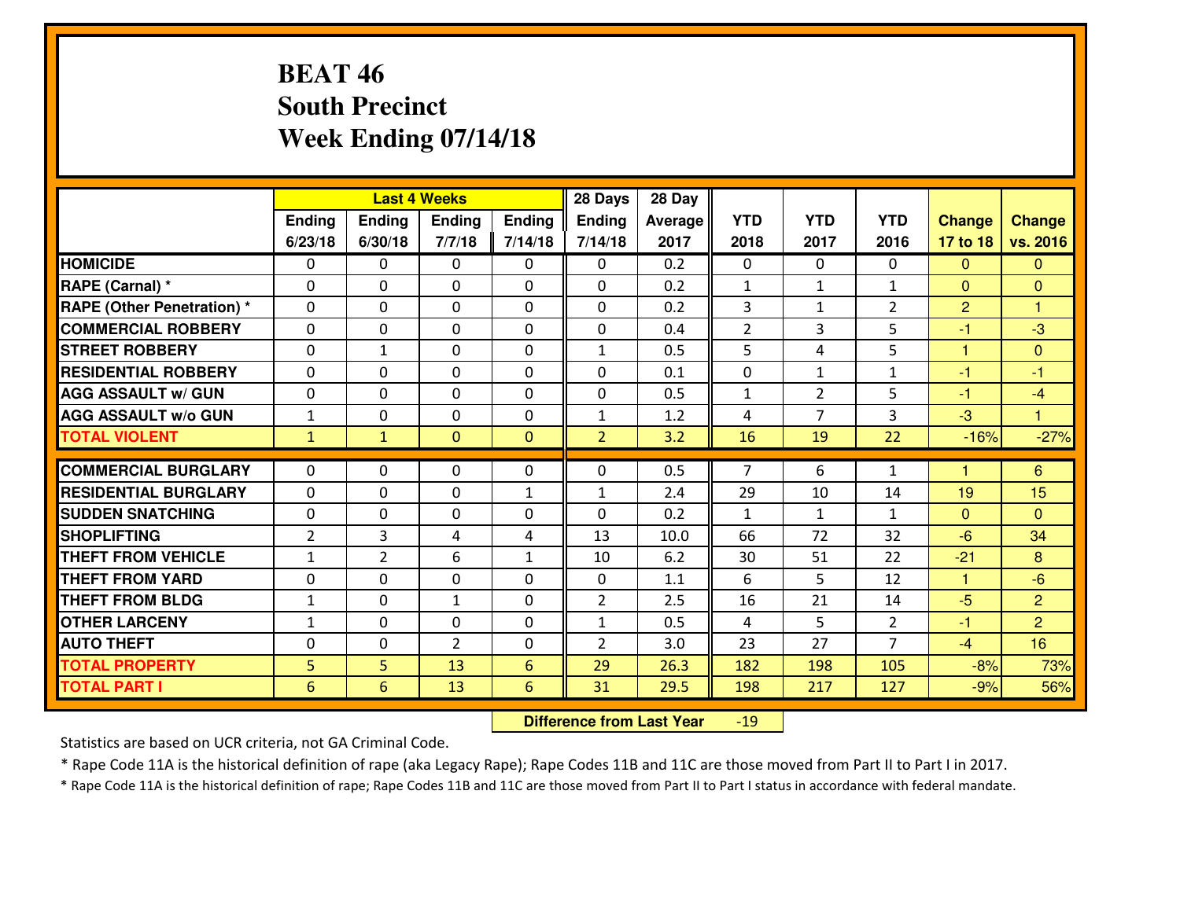# BEAT 46
# South Precinct
# Week Ending 07/14/18

| | Last 4 Weeks | | | | 28 Days | 28 Day | | | | | |
|---|---|---|---|---|---|---|---|---|---|---|---|
| | Ending 6/23/18 | Ending 6/30/18 | Ending 7/7/18 | Ending 7/14/18 | Ending 7/14/18 | Average 2017 | YTD 2018 | YTD 2017 | YTD 2016 | Change 17 to 18 | Change vs. 2016 |
| HOMICIDE | 0 | 0 | 0 | 0 | 0 | 0.2 | 0 | 0 | 0 | 0 | 0 |
| RAPE (Carnal) * | 0 | 0 | 0 | 0 | 0 | 0.2 | 1 | 1 | 1 | 0 | 0 |
| RAPE (Other Penetration) * | 0 | 0 | 0 | 0 | 0 | 0.2 | 3 | 1 | 2 | 2 | 1 |
| COMMERCIAL ROBBERY | 0 | 0 | 0 | 0 | 0 | 0.4 | 2 | 3 | 5 | -1 | -3 |
| STREET ROBBERY | 0 | 1 | 0 | 0 | 1 | 0.5 | 5 | 4 | 5 | 1 | 0 |
| RESIDENTIAL ROBBERY | 0 | 0 | 0 | 0 | 0 | 0.1 | 0 | 1 | 1 | -1 | -1 |
| AGG ASSAULT w/ GUN | 0 | 0 | 0 | 0 | 0 | 0.5 | 1 | 2 | 5 | -1 | -4 |
| AGG ASSAULT w/o GUN | 1 | 0 | 0 | 0 | 1 | 1.2 | 4 | 7 | 3 | -3 | 1 |
| TOTAL VIOLENT | 1 | 1 | 0 | 0 | 2 | 3.2 | 16 | 19 | 22 | -16% | -27% |
| COMMERCIAL BURGLARY | 0 | 0 | 0 | 0 | 0 | 0.5 | 7 | 6 | 1 | 1 | 6 |
| RESIDENTIAL BURGLARY | 0 | 0 | 0 | 1 | 1 | 2.4 | 29 | 10 | 14 | 19 | 15 |
| SUDDEN SNATCHING | 0 | 0 | 0 | 0 | 0 | 0.2 | 1 | 1 | 1 | 0 | 0 |
| SHOPLIFTING | 2 | 3 | 4 | 4 | 13 | 10.0 | 66 | 72 | 32 | -6 | 34 |
| THEFT FROM VEHICLE | 1 | 2 | 6 | 1 | 10 | 6.2 | 30 | 51 | 22 | -21 | 8 |
| THEFT FROM YARD | 0 | 0 | 0 | 0 | 0 | 1.1 | 6 | 5 | 12 | 1 | -6 |
| THEFT FROM BLDG | 1 | 0 | 1 | 0 | 2 | 2.5 | 16 | 21 | 14 | -5 | 2 |
| OTHER LARCENY | 1 | 0 | 0 | 0 | 1 | 0.5 | 4 | 5 | 2 | -1 | 2 |
| AUTO THEFT | 0 | 0 | 2 | 0 | 2 | 3.0 | 23 | 27 | 7 | -4 | 16 |
| TOTAL PROPERTY | 5 | 5 | 13 | 6 | 29 | 26.3 | 182 | 198 | 105 | -8% | 73% |
| TOTAL PART I | 6 | 6 | 13 | 6 | 31 | 29.5 | 198 | 217 | 127 | -9% | 56% |

**Difference from Last Year** -19

Statistics are based on UCR criteria, not GA Criminal Code.

* Rape Code 11A is the historical definition of rape (aka Legacy Rape); Rape Codes 11B and 11C are those moved from Part II to Part I in 2017.

* Rape Code 11A is the historical definition of rape; Rape Codes 11B and 11C are those moved from Part II to Part I status in accordance with federal mandate.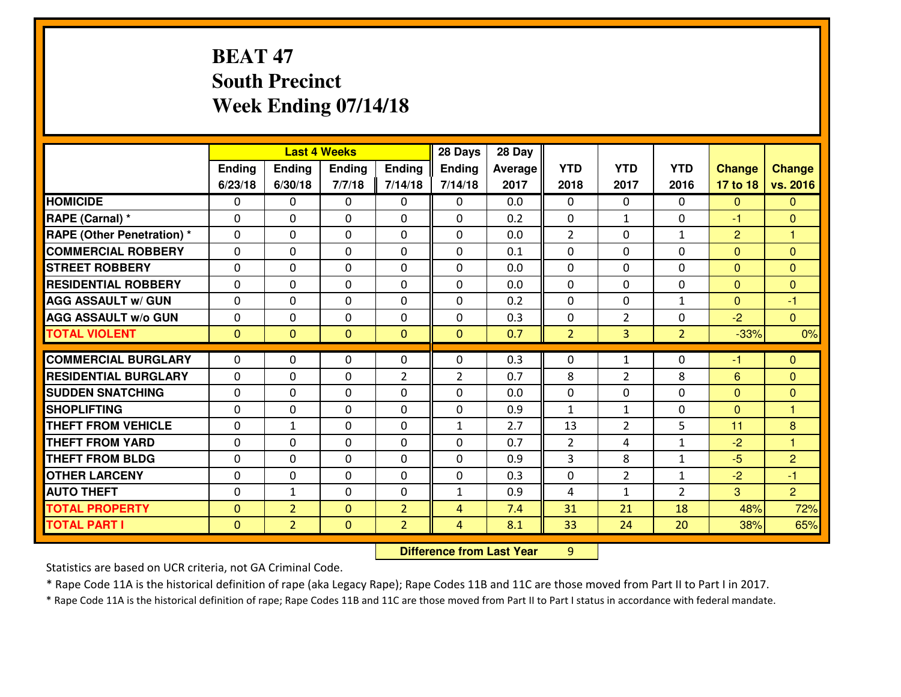# BEAT 47
## South Precinct
## Week Ending 07/14/18

| | Last 4 Weeks | | | | 28 Days | 28 Day | | | | | |
|---|---|---|---|---|---|---|---|---|---|---|---|
| | Ending 6/23/18 | Ending 6/30/18 | Ending 7/7/18 | Ending 7/14/18 | Ending 7/14/18 | Average 2017 | YTD 2018 | YTD 2017 | YTD 2016 | Change 17 to 18 | Change vs. 2016 |
| HOMICIDE | 0 | 0 | 0 | 0 | 0 | 0.0 | 0 | 0 | 0 | 0 | 0 |
| RAPE (Carnal) * | 0 | 0 | 0 | 0 | 0 | 0.2 | 0 | 1 | 0 | -1 | 0 |
| RAPE (Other Penetration) * | 0 | 0 | 0 | 0 | 0 | 0.0 | 2 | 0 | 1 | 2 | 1 |
| COMMERCIAL ROBBERY | 0 | 0 | 0 | 0 | 0 | 0.1 | 0 | 0 | 0 | 0 | 0 |
| STREET ROBBERY | 0 | 0 | 0 | 0 | 0 | 0.0 | 0 | 0 | 0 | 0 | 0 |
| RESIDENTIAL ROBBERY | 0 | 0 | 0 | 0 | 0 | 0.0 | 0 | 0 | 0 | 0 | 0 |
| AGG ASSAULT w/ GUN | 0 | 0 | 0 | 0 | 0 | 0.2 | 0 | 0 | 1 | 0 | -1 |
| AGG ASSAULT w/o GUN | 0 | 0 | 0 | 0 | 0 | 0.3 | 0 | 2 | 0 | -2 | 0 |
| TOTAL VIOLENT | 0 | 0 | 0 | 0 | 0 | 0.7 | 2 | 3 | 2 | -33% | 0% |
| COMMERCIAL BURGLARY | 0 | 0 | 0 | 0 | 0 | 0.3 | 0 | 1 | 0 | -1 | 0 |
| RESIDENTIAL BURGLARY | 0 | 0 | 0 | 2 | 2 | 0.7 | 8 | 2 | 8 | 6 | 0 |
| SUDDEN SNATCHING | 0 | 0 | 0 | 0 | 0 | 0.0 | 0 | 0 | 0 | 0 | 0 |
| SHOPLIFTING | 0 | 0 | 0 | 0 | 0 | 0.9 | 1 | 1 | 0 | 0 | 1 |
| THEFT FROM VEHICLE | 0 | 1 | 0 | 0 | 1 | 2.7 | 13 | 2 | 5 | 11 | 8 |
| THEFT FROM YARD | 0 | 0 | 0 | 0 | 0 | 0.7 | 2 | 4 | 1 | -2 | 1 |
| THEFT FROM BLDG | 0 | 0 | 0 | 0 | 0 | 0.9 | 3 | 8 | 1 | -5 | 2 |
| OTHER LARCENY | 0 | 0 | 0 | 0 | 0 | 0.3 | 0 | 2 | 1 | -2 | -1 |
| AUTO THEFT | 0 | 1 | 0 | 0 | 1 | 0.9 | 4 | 1 | 2 | 3 | 2 |
| TOTAL PROPERTY | 0 | 2 | 0 | 2 | 4 | 7.4 | 31 | 21 | 18 | 48% | 72% |
| TOTAL PART I | 0 | 2 | 0 | 2 | 4 | 8.1 | 33 | 24 | 20 | 38% | 65% |

**Difference from Last Year** 9

Statistics are based on UCR criteria, not GA Criminal Code.

* Rape Code 11A is the historical definition of rape (aka Legacy Rape); Rape Codes 11B and 11C are those moved from Part II to Part I in 2017.

* Rape Code 11A is the historical definition of rape; Rape Codes 11B and 11C are those moved from Part II to Part I status in accordance with federal mandate.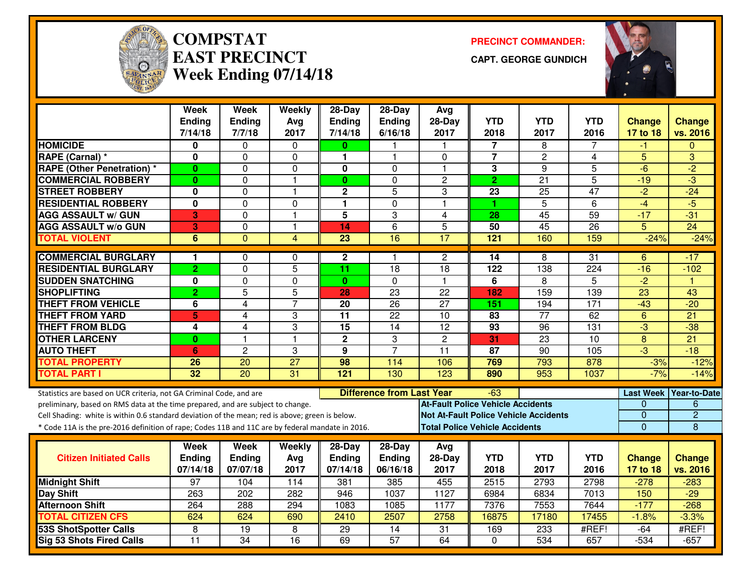# COMPSTAT
# EAST PRECINCT
## Week Ending 07/14/18

**PRECINCT COMMANDER:**

**CAPT. GEORGE GUNDICH**

| | Week Ending 7/14/18 | Week Ending 7/7/18 | Weekly Avg 2017 | 28-Day Ending 7/14/18 | 28-Day Ending 6/16/18 | Avg 28-Day 2017 | YTD 2018 | YTD 2017 | YTD 2016 | Change 17 to 18 | Change vs. 2016 |
|---|---|---|---|---|---|---|---|---|---|---|---|
| **HOMICIDE** | 0 | 0 | 0 | 0 | 1 | 1 | 7 | 8 | 7 | -1 | 0 |
| **RAPE (Carnal) *** | 0 | 0 | 0 | 1 | 1 | 0 | 7 | 2 | 4 | 5 | 3 |
| **RAPE (Other Penetration) *** | 0 | 0 | 0 | 0 | 0 | 1 | 3 | 9 | 5 | -6 | -2 |
| **COMMERCIAL ROBBERY** | 0 | 0 | 1 | 0 | 0 | 2 | 2 | 21 | 5 | -19 | -3 |
| **STREET ROBBERY** | 0 | 0 | 1 | 2 | 5 | 3 | 23 | 25 | 47 | -2 | -24 |
| **RESIDENTIAL ROBBERY** | 0 | 0 | 0 | 1 | 0 | 1 | 1 | 5 | 6 | -4 | -5 |
| **AGG ASSAULT w/ GUN** | 3 | 0 | 1 | 5 | 3 | 4 | 28 | 45 | 59 | -17 | -31 |
| **AGG ASSAULT w/o GUN** | 3 | 0 | 1 | 14 | 6 | 5 | 50 | 45 | 26 | 5 | 24 |
| **TOTAL VIOLENT** | 6 | 0 | 4 | 23 | 16 | 17 | 121 | 160 | 159 | -24% | -24% |
| **COMMERCIAL BURGLARY** | 1 | 0 | 0 | 2 | 1 | 2 | 14 | 8 | 31 | 6 | -17 |
| **RESIDENTIAL BURGLARY** | 2 | 0 | 5 | 11 | 18 | 18 | 122 | 138 | 224 | -16 | -102 |
| **SUDDEN SNATCHING** | 0 | 0 | 0 | 0 | 0 | 1 | 6 | 8 | 5 | -2 | 1 |
| **SHOPLIFTING** | 2 | 5 | 5 | 28 | 23 | 22 | 182 | 159 | 139 | 23 | 43 |
| **THEFT FROM VEHICLE** | 6 | 4 | 7 | 20 | 26 | 27 | 151 | 194 | 171 | -43 | -20 |
| **THEFT FROM YARD** | 5 | 4 | 3 | 11 | 22 | 10 | 83 | 77 | 62 | 6 | 21 |
| **THEFT FROM BLDG** | 4 | 4 | 3 | 15 | 14 | 12 | 93 | 96 | 131 | -3 | -38 |
| **OTHER LARCENY** | 0 | 1 | 1 | 2 | 3 | 2 | 31 | 23 | 10 | 8 | 21 |
| **AUTO THEFT** | 6 | 2 | 3 | 9 | 7 | 11 | 87 | 90 | 105 | -3 | -18 |
| **TOTAL PROPERTY** | 26 | 20 | 27 | 98 | 114 | 106 | 769 | 793 | 878 | -3% | -12% |
| **TOTAL PART I** | 32 | 20 | 31 | 121 | 130 | 123 | 890 | 953 | 1037 | -7% | -14% |

**Difference from Last Year:** -63

Statistics are based on UCR criteria, not GA Criminal Code, and are preliminary, based on RMS data at the time prepared, and are subject to change.

Cell Shading: white is within 0.6 standard deviation of the mean; red is above; green is below.

* Code 11A is the pre-2016 definition of rape; Codes 11B and 11C are by federal mandate in 2016.

| | Last Week | Year-to-Date |
|---|---|---|
| At-Fault Police Vehicle Accidents | 0 | 6 |
| Not At-Fault Police Vehicle Accidents | 0 | 2 |
| Total Police Vehicle Accidents | 0 | 8 |

| Citizen Initiated Calls | Week Ending 07/14/18 | Week Ending 07/07/18 | Weekly Avg 2017 | 28-Day Ending 07/14/18 | 28-Day Ending 06/16/18 | Avg 28-Day 2017 | YTD 2018 | YTD 2017 | YTD 2016 | Change 17 to 18 | Change vs. 2016 |
|---|---|---|---|---|---|---|---|---|---|---|---|
| **Midnight Shift** | 97 | 104 | 114 | 381 | 385 | 455 | 2515 | 2793 | 2798 | -278 | -283 |
| **Day Shift** | 263 | 202 | 282 | 946 | 1037 | 1127 | 6984 | 6834 | 7013 | 150 | -29 |
| **Afternoon Shift** | 264 | 288 | 294 | 1083 | 1085 | 1177 | 7376 | 7553 | 7644 | -177 | -268 |
| **TOTAL CITIZEN CFS** | 624 | 624 | 690 | 2410 | 2507 | 2758 | 16875 | 17180 | 17455 | -1.8% | -3.3% |
| **53S ShotSpotter Calls** | 8 | 19 | 8 | 29 | 14 | 31 | 169 | 233 | #REF! | -64 | #REF! |
| **Sig 53 Shots Fired Calls** | 11 | 34 | 16 | 69 | 57 | 64 | 0 | 534 | 657 | -534 | -657 |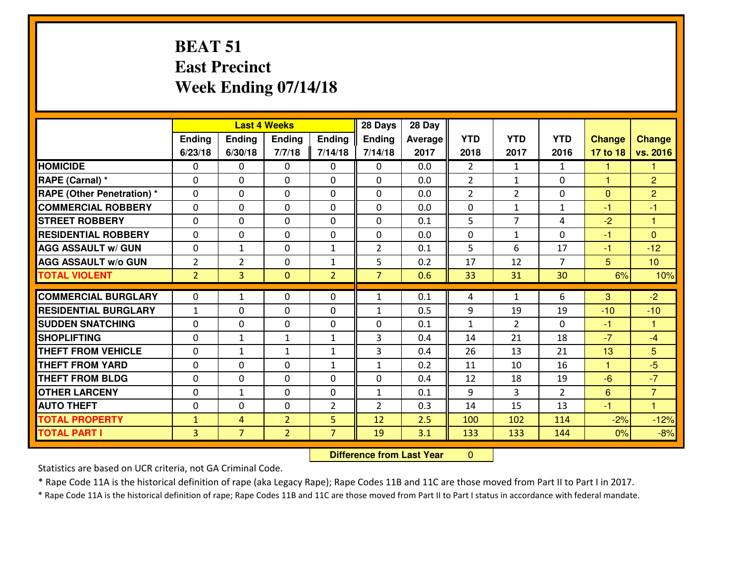# BEAT 51
## East Precinct
## Week Ending 07/14/18

| | Last 4 Weeks | | | | 28 Days | 28 Day | | | | | |
|---|---|---|---|---|---|---|---|---|---|---|---|
| | Ending 6/23/18 | Ending 6/30/18 | Ending 7/7/18 | Ending 7/14/18 | Ending 7/14/18 | Average 2017 | YTD 2018 | YTD 2017 | YTD 2016 | Change 17 to 18 | Change vs. 2016 |
| **HOMICIDE** | 0 | 0 | 0 | 0 | 0 | 0.0 | 2 | 1 | 1 | 1 | 1 |
| **RAPE (Carnal) *** | 0 | 0 | 0 | 0 | 0 | 0.0 | 2 | 1 | 0 | 1 | 2 |
| **RAPE (Other Penetration) *** | 0 | 0 | 0 | 0 | 0 | 0.0 | 2 | 2 | 0 | 0 | 2 |
| **COMMERCIAL ROBBERY** | 0 | 0 | 0 | 0 | 0 | 0.0 | 0 | 1 | 1 | -1 | -1 |
| **STREET ROBBERY** | 0 | 0 | 0 | 0 | 0 | 0.1 | 5 | 7 | 4 | -2 | 1 |
| **RESIDENTIAL ROBBERY** | 0 | 0 | 0 | 0 | 0 | 0.0 | 0 | 1 | 0 | -1 | 0 |
| **AGG ASSAULT w/ GUN** | 0 | 1 | 0 | 1 | 2 | 0.1 | 5 | 6 | 17 | -1 | -12 |
| **AGG ASSAULT w/o GUN** | 2 | 2 | 0 | 1 | 5 | 0.2 | 17 | 12 | 7 | 5 | 10 |
| **TOTAL VIOLENT** | 2 | 3 | 0 | 2 | 7 | 0.6 | 33 | 31 | 30 | 6% | 10% |
| **COMMERCIAL BURGLARY** | 0 | 1 | 0 | 0 | 1 | 0.1 | 4 | 1 | 6 | 3 | -2 |
| **RESIDENTIAL BURGLARY** | 1 | 0 | 0 | 0 | 1 | 0.5 | 9 | 19 | 19 | -10 | -10 |
| **SUDDEN SNATCHING** | 0 | 0 | 0 | 0 | 0 | 0.1 | 1 | 2 | 0 | -1 | 1 |
| **SHOPLIFTING** | 0 | 1 | 1 | 1 | 3 | 0.4 | 14 | 21 | 18 | -7 | -4 |
| **THEFT FROM VEHICLE** | 0 | 1 | 1 | 1 | 3 | 0.4 | 26 | 13 | 21 | 13 | 5 |
| **THEFT FROM YARD** | 0 | 0 | 0 | 1 | 1 | 0.2 | 11 | 10 | 16 | 1 | -5 |
| **THEFT FROM BLDG** | 0 | 0 | 0 | 0 | 0 | 0.4 | 12 | 18 | 19 | -6 | -7 |
| **OTHER LARCENY** | 0 | 1 | 0 | 0 | 1 | 0.1 | 9 | 3 | 2 | 6 | 7 |
| **AUTO THEFT** | 0 | 0 | 0 | 2 | 2 | 0.3 | 14 | 15 | 13 | -1 | 1 |
| **TOTAL PROPERTY** | 1 | 4 | 2 | 5 | 12 | 2.5 | 100 | 102 | 114 | -2% | -12% |
| **TOTAL PART I** | 3 | 7 | 2 | 7 | 19 | 3.1 | 133 | 133 | 144 | 0% | -8% |

**Difference from Last Year** 0

Statistics are based on UCR criteria, not GA Criminal Code.

* Rape Code 11A is the historical definition of rape (aka Legacy Rape); Rape Codes 11B and 11C are those moved from Part II to Part I in 2017.

* Rape Code 11A is the historical definition of rape; Rape Codes 11B and 11C are those moved from Part II to Part I status in accordance with federal mandate.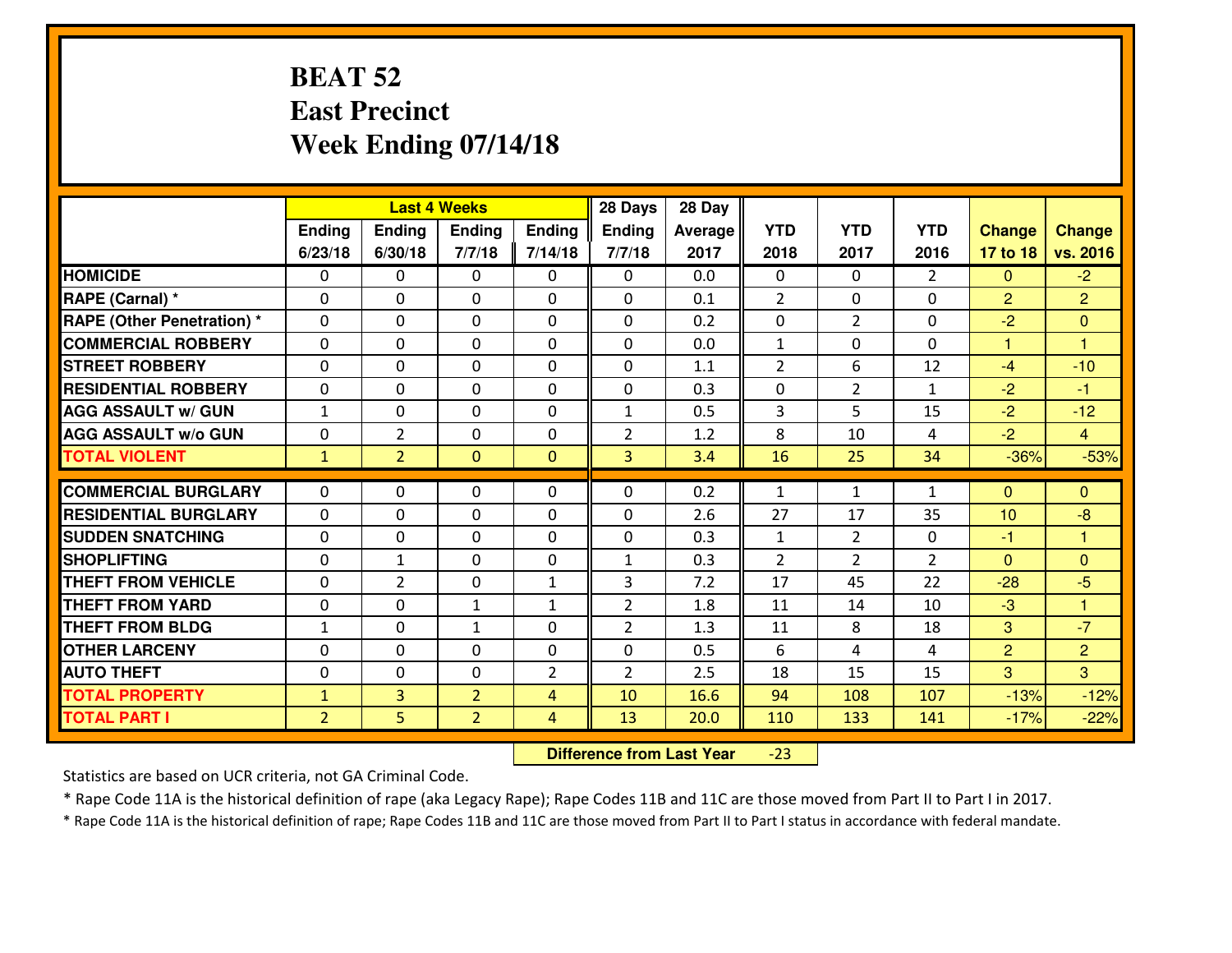# BEAT 52
## East Precinct
## Week Ending 07/14/18

| | Last 4 Weeks | | | | 28 Days | 28 Day | | | | | |
|---|---|---|---|---|---|---|---|---|---|---|---|
| | Ending 6/23/18 | Ending 6/30/18 | Ending 7/7/18 | Ending 7/14/18 | Ending 7/7/18 | Average 2017 | YTD 2018 | YTD 2017 | YTD 2016 | Change 17 to 18 | Change vs. 2016 |
| **HOMICIDE** | 0 | 0 | 0 | 0 | 0 | 0.0 | 0 | 0 | 2 | 0 | -2 |
| **RAPE (Carnal) *** | 0 | 0 | 0 | 0 | 0 | 0.1 | 2 | 0 | 0 | 2 | 2 |
| **RAPE (Other Penetration) *** | 0 | 0 | 0 | 0 | 0 | 0.2 | 0 | 2 | 0 | -2 | 0 |
| **COMMERCIAL ROBBERY** | 0 | 0 | 0 | 0 | 0 | 0.0 | 1 | 0 | 0 | 1 | 1 |
| **STREET ROBBERY** | 0 | 0 | 0 | 0 | 0 | 1.1 | 2 | 6 | 12 | -4 | -10 |
| **RESIDENTIAL ROBBERY** | 0 | 0 | 0 | 0 | 0 | 0.3 | 0 | 2 | 1 | -2 | -1 |
| **AGG ASSAULT w/ GUN** | 1 | 0 | 0 | 0 | 1 | 0.5 | 3 | 5 | 15 | -2 | -12 |
| **AGG ASSAULT w/o GUN** | 0 | 2 | 0 | 0 | 2 | 1.2 | 8 | 10 | 4 | -2 | 4 |
| **TOTAL VIOLENT** | 1 | 2 | 0 | 0 | 3 | 3.4 | 16 | 25 | 34 | -36% | -53% |
| **COMMERCIAL BURGLARY** | 0 | 0 | 0 | 0 | 0 | 0.2 | 1 | 1 | 1 | 0 | 0 |
| **RESIDENTIAL BURGLARY** | 0 | 0 | 0 | 0 | 0 | 2.6 | 27 | 17 | 35 | 10 | -8 |
| **SUDDEN SNATCHING** | 0 | 0 | 0 | 0 | 0 | 0.3 | 1 | 2 | 0 | -1 | 1 |
| **SHOPLIFTING** | 0 | 1 | 0 | 0 | 1 | 0.3 | 2 | 2 | 2 | 0 | 0 |
| **THEFT FROM VEHICLE** | 0 | 2 | 0 | 1 | 3 | 7.2 | 17 | 45 | 22 | -28 | -5 |
| **THEFT FROM YARD** | 0 | 0 | 1 | 1 | 2 | 1.8 | 11 | 14 | 10 | -3 | 1 |
| **THEFT FROM BLDG** | 1 | 0 | 1 | 0 | 2 | 1.3 | 11 | 8 | 18 | 3 | -7 |
| **OTHER LARCENY** | 0 | 0 | 0 | 0 | 0 | 0.5 | 6 | 4 | 4 | 2 | 2 |
| **AUTO THEFT** | 0 | 0 | 0 | 2 | 2 | 2.5 | 18 | 15 | 15 | 3 | 3 |
| **TOTAL PROPERTY** | 1 | 3 | 2 | 4 | 10 | 16.6 | 94 | 108 | 107 | -13% | -12% |
| **TOTAL PART I** | 2 | 5 | 2 | 4 | 13 | 20.0 | 110 | 133 | 141 | -17% | -22% |

**Difference from Last Year** -23

Statistics are based on UCR criteria, not GA Criminal Code.

* Rape Code 11A is the historical definition of rape (aka Legacy Rape); Rape Codes 11B and 11C are those moved from Part II to Part I in 2017.

* Rape Code 11A is the historical definition of rape; Rape Codes 11B and 11C are those moved from Part II to Part I status in accordance with federal mandate.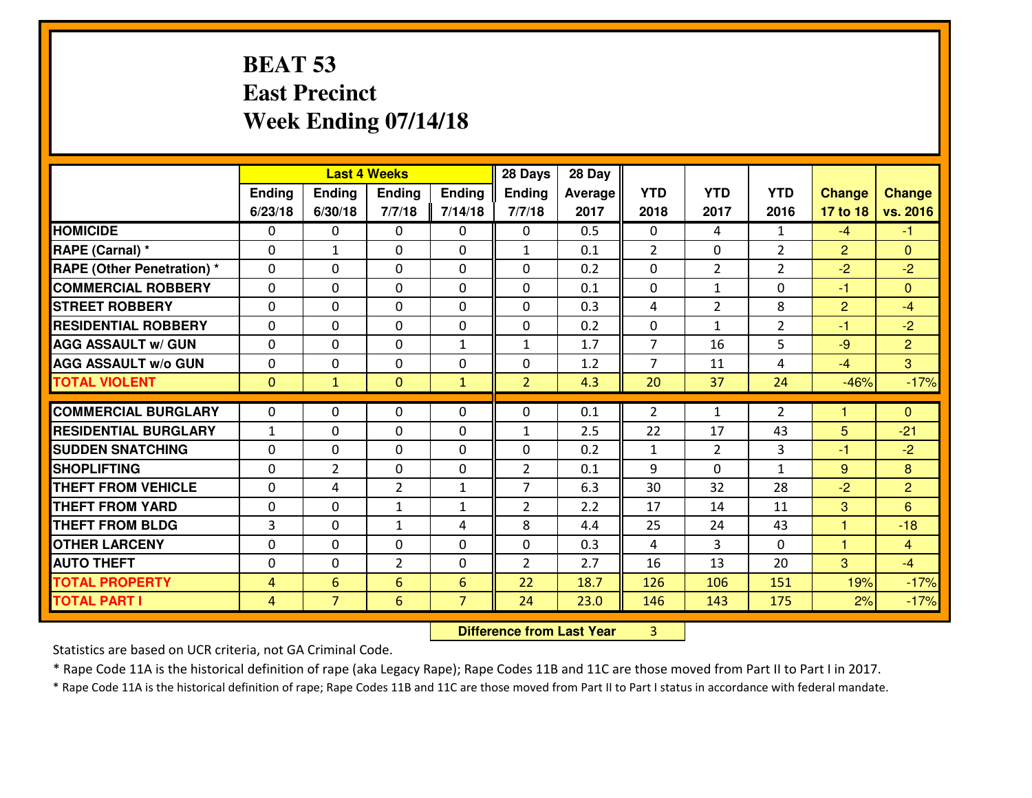# BEAT 53
## East Precinct
## Week Ending 07/14/18

| | Last 4 Weeks | | | | 28 Days | 28 Day | | | | | |
|---|---|---|---|---|---|---|---|---|---|---|---|
| | Ending 6/23/18 | Ending 6/30/18 | Ending 7/7/18 | Ending 7/14/18 | Ending 7/7/18 | Average 2017 | YTD 2018 | YTD 2017 | YTD 2016 | Change 17 to 18 | Change vs. 2016 |
| HOMICIDE | 0 | 0 | 0 | 0 | 0 | 0.5 | 0 | 4 | 1 | -4 | -1 |
| RAPE (Carnal) * | 0 | 1 | 0 | 0 | 1 | 0.1 | 2 | 0 | 2 | 2 | 0 |
| RAPE (Other Penetration) * | 0 | 0 | 0 | 0 | 0 | 0.2 | 0 | 2 | 2 | -2 | -2 |
| COMMERCIAL ROBBERY | 0 | 0 | 0 | 0 | 0 | 0.1 | 0 | 1 | 0 | -1 | 0 |
| STREET ROBBERY | 0 | 0 | 0 | 0 | 0 | 0.3 | 4 | 2 | 8 | 2 | -4 |
| RESIDENTIAL ROBBERY | 0 | 0 | 0 | 0 | 0 | 0.2 | 0 | 1 | 2 | -1 | -2 |
| AGG ASSAULT w/ GUN | 0 | 0 | 0 | 1 | 1 | 1.7 | 7 | 16 | 5 | -9 | 2 |
| AGG ASSAULT w/o GUN | 0 | 0 | 0 | 0 | 0 | 1.2 | 7 | 11 | 4 | -4 | 3 |
| TOTAL VIOLENT | 0 | 1 | 0 | 1 | 2 | 4.3 | 20 | 37 | 24 | -46% | -17% |
| COMMERCIAL BURGLARY | 0 | 0 | 0 | 0 | 0 | 0.1 | 2 | 1 | 2 | 1 | 0 |
| RESIDENTIAL BURGLARY | 1 | 0 | 0 | 0 | 1 | 2.5 | 22 | 17 | 43 | 5 | -21 |
| SUDDEN SNATCHING | 0 | 0 | 0 | 0 | 0 | 0.2 | 1 | 2 | 3 | -1 | -2 |
| SHOPLIFTING | 0 | 2 | 0 | 0 | 2 | 0.1 | 9 | 0 | 1 | 9 | 8 |
| THEFT FROM VEHICLE | 0 | 4 | 2 | 1 | 7 | 6.3 | 30 | 32 | 28 | -2 | 2 |
| THEFT FROM YARD | 0 | 0 | 1 | 1 | 2 | 2.2 | 17 | 14 | 11 | 3 | 6 |
| THEFT FROM BLDG | 3 | 0 | 1 | 4 | 8 | 4.4 | 25 | 24 | 43 | 1 | -18 |
| OTHER LARCENY | 0 | 0 | 0 | 0 | 0 | 0.3 | 4 | 3 | 0 | 1 | 4 |
| AUTO THEFT | 0 | 0 | 2 | 0 | 2 | 2.7 | 16 | 13 | 20 | 3 | -4 |
| TOTAL PROPERTY | 4 | 6 | 6 | 6 | 22 | 18.7 | 126 | 106 | 151 | 19% | -17% |
| TOTAL PART I | 4 | 7 | 6 | 7 | 24 | 23.0 | 146 | 143 | 175 | 2% | -17% |

**Difference from Last Year** 3

Statistics are based on UCR criteria, not GA Criminal Code.

* Rape Code 11A is the historical definition of rape (aka Legacy Rape); Rape Codes 11B and 11C are those moved from Part II to Part I in 2017.

* Rape Code 11A is the historical definition of rape; Rape Codes 11B and 11C are those moved from Part II to Part I status in accordance with federal mandate.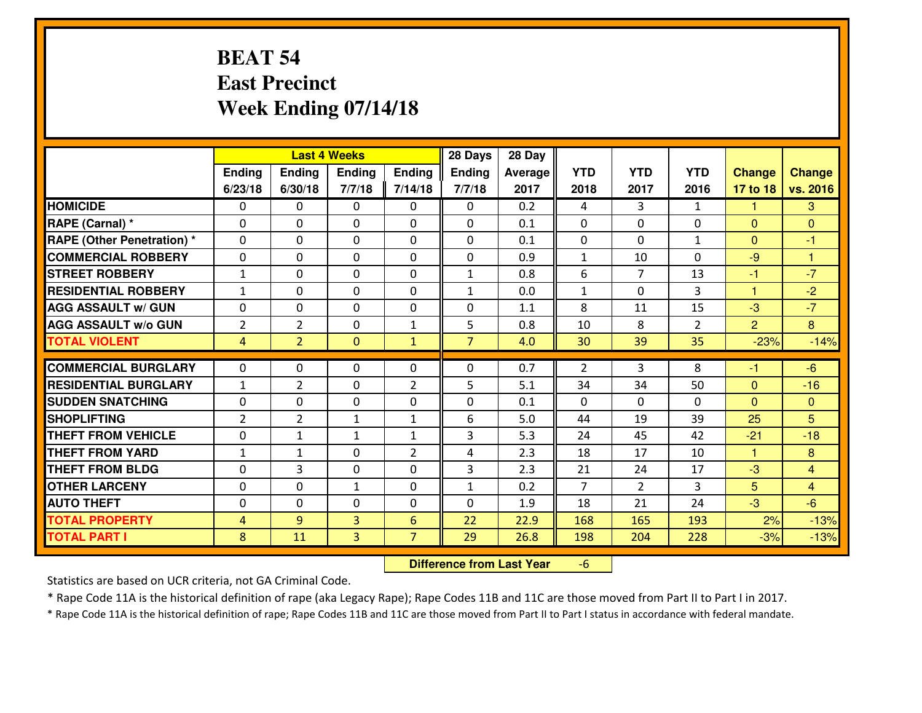# BEAT 54
## East Precinct
## Week Ending 07/14/18

| | Last 4 Weeks | | | | 28 Days | 28 Day | | | | | |
|---|---|---|---|---|---|---|---|---|---|---|---|
| | Ending 6/23/18 | Ending 6/30/18 | Ending 7/7/18 | Ending 7/14/18 | Ending 7/7/18 | Average 2017 | YTD 2018 | YTD 2017 | YTD 2016 | Change 17 to 18 | Change vs. 2016 |
| **HOMICIDE** | 0 | 0 | 0 | 0 | 0 | 0.2 | 4 | 3 | 1 | 1 | 3 |
| **RAPE (Carnal) *** | 0 | 0 | 0 | 0 | 0 | 0.1 | 0 | 0 | 0 | 0 | 0 |
| **RAPE (Other Penetration) *** | 0 | 0 | 0 | 0 | 0 | 0.1 | 0 | 0 | 1 | 0 | -1 |
| **COMMERCIAL ROBBERY** | 0 | 0 | 0 | 0 | 0 | 0.9 | 1 | 10 | 0 | -9 | 1 |
| **STREET ROBBERY** | 1 | 0 | 0 | 0 | 1 | 0.8 | 6 | 7 | 13 | -1 | -7 |
| **RESIDENTIAL ROBBERY** | 1 | 0 | 0 | 0 | 1 | 0.0 | 1 | 0 | 3 | 1 | -2 |
| **AGG ASSAULT w/ GUN** | 0 | 0 | 0 | 0 | 0 | 1.1 | 8 | 11 | 15 | -3 | -7 |
| **AGG ASSAULT w/o GUN** | 2 | 2 | 0 | 1 | 5 | 0.8 | 10 | 8 | 2 | 2 | 8 |
| **TOTAL VIOLENT** | 4 | 2 | 0 | 1 | 7 | 4.0 | 30 | 39 | 35 | -23% | -14% |
| **COMMERCIAL BURGLARY** | 0 | 0 | 0 | 0 | 0 | 0.7 | 2 | 3 | 8 | -1 | -6 |
| **RESIDENTIAL BURGLARY** | 1 | 2 | 0 | 2 | 5 | 5.1 | 34 | 34 | 50 | 0 | -16 |
| **SUDDEN SNATCHING** | 0 | 0 | 0 | 0 | 0 | 0.1 | 0 | 0 | 0 | 0 | 0 |
| **SHOPLIFTING** | 2 | 2 | 1 | 1 | 6 | 5.0 | 44 | 19 | 39 | 25 | 5 |
| **THEFT FROM VEHICLE** | 0 | 1 | 1 | 1 | 3 | 5.3 | 24 | 45 | 42 | -21 | -18 |
| **THEFT FROM YARD** | 1 | 1 | 0 | 2 | 4 | 2.3 | 18 | 17 | 10 | 1 | 8 |
| **THEFT FROM BLDG** | 0 | 3 | 0 | 0 | 3 | 2.3 | 21 | 24 | 17 | -3 | 4 |
| **OTHER LARCENY** | 0 | 0 | 1 | 0 | 1 | 0.2 | 7 | 2 | 3 | 5 | 4 |
| **AUTO THEFT** | 0 | 0 | 0 | 0 | 0 | 1.9 | 18 | 21 | 24 | -3 | -6 |
| **TOTAL PROPERTY** | 4 | 9 | 3 | 6 | 22 | 22.9 | 168 | 165 | 193 | 2% | -13% |
| **TOTAL PART I** | 8 | 11 | 3 | 7 | 29 | 26.8 | 198 | 204 | 228 | -3% | -13% |

**Difference from Last Year** -6

Statistics are based on UCR criteria, not GA Criminal Code.

* Rape Code 11A is the historical definition of rape (aka Legacy Rape); Rape Codes 11B and 11C are those moved from Part II to Part I in 2017.

* Rape Code 11A is the historical definition of rape; Rape Codes 11B and 11C are those moved from Part II to Part I status in accordance with federal mandate.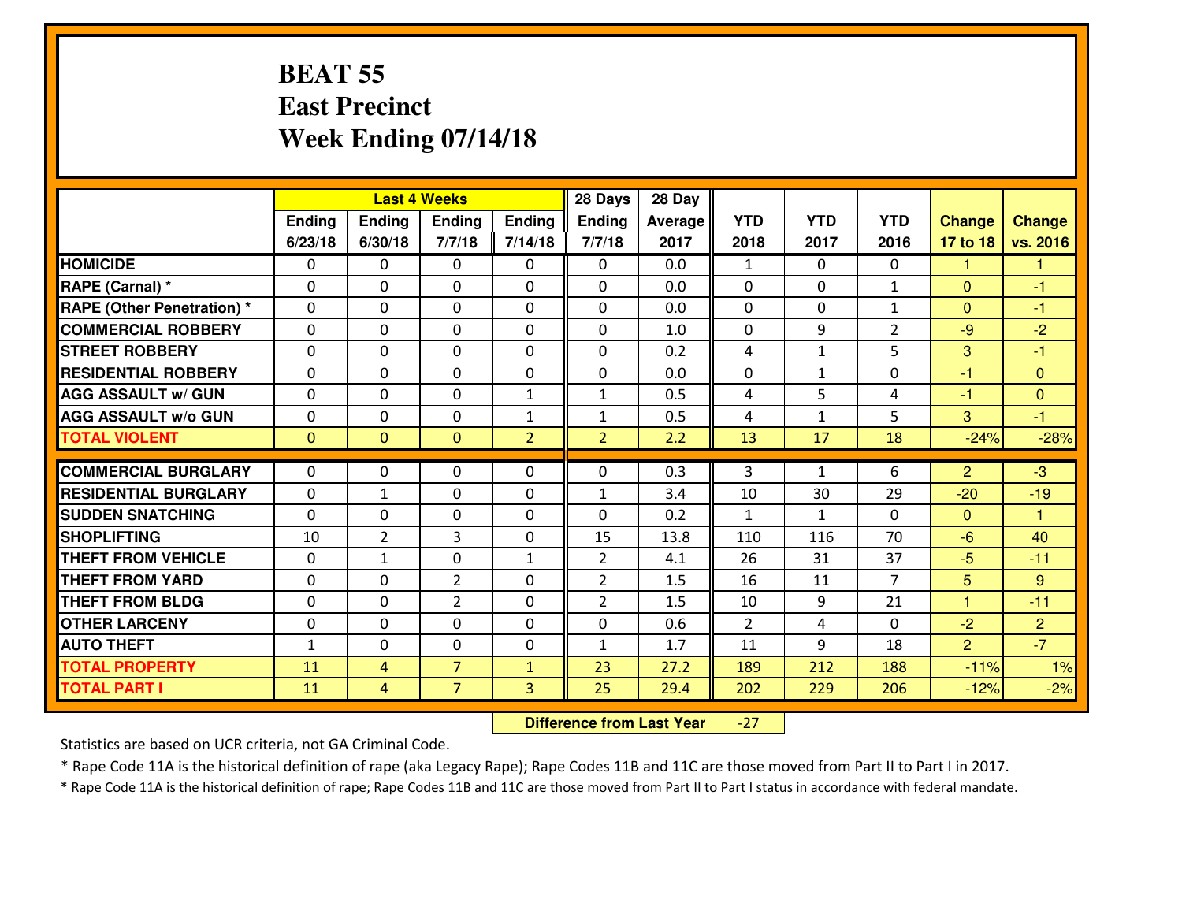# BEAT 55
## East Precinct
## Week Ending 07/14/18

| | Last 4 Weeks | | | | 28 Days | 28 Day | | | | | |
|---|---|---|---|---|---|---|---|---|---|---|---|
| | Ending 6/23/18 | Ending 6/30/18 | Ending 7/7/18 | Ending 7/14/18 | Ending 7/7/18 | Average 2017 | YTD 2018 | YTD 2017 | YTD 2016 | Change 17 to 18 | Change vs. 2016 |
| HOMICIDE | 0 | 0 | 0 | 0 | 0 | 0.0 | 1 | 0 | 0 | 1 | 1 |
| RAPE (Carnal) * | 0 | 0 | 0 | 0 | 0 | 0.0 | 0 | 0 | 1 | 0 | -1 |
| RAPE (Other Penetration) * | 0 | 0 | 0 | 0 | 0 | 0.0 | 0 | 0 | 1 | 0 | -1 |
| COMMERCIAL ROBBERY | 0 | 0 | 0 | 0 | 0 | 1.0 | 0 | 9 | 2 | -9 | -2 |
| STREET ROBBERY | 0 | 0 | 0 | 0 | 0 | 0.2 | 4 | 1 | 5 | 3 | -1 |
| RESIDENTIAL ROBBERY | 0 | 0 | 0 | 0 | 0 | 0.0 | 0 | 1 | 0 | -1 | 0 |
| AGG ASSAULT w/ GUN | 0 | 0 | 0 | 1 | 1 | 0.5 | 4 | 5 | 4 | -1 | 0 |
| AGG ASSAULT w/o GUN | 0 | 0 | 0 | 1 | 1 | 0.5 | 4 | 1 | 5 | 3 | -1 |
| TOTAL VIOLENT | 0 | 0 | 0 | 2 | 2 | 2.2 | 13 | 17 | 18 | -24% | -28% |
| COMMERCIAL BURGLARY | 0 | 0 | 0 | 0 | 0 | 0.3 | 3 | 1 | 6 | 2 | -3 |
| RESIDENTIAL BURGLARY | 0 | 1 | 0 | 0 | 1 | 3.4 | 10 | 30 | 29 | -20 | -19 |
| SUDDEN SNATCHING | 0 | 0 | 0 | 0 | 0 | 0.2 | 1 | 1 | 0 | 0 | 1 |
| SHOPLIFTING | 10 | 2 | 3 | 0 | 15 | 13.8 | 110 | 116 | 70 | -6 | 40 |
| THEFT FROM VEHICLE | 0 | 1 | 0 | 1 | 2 | 4.1 | 26 | 31 | 37 | -5 | -11 |
| THEFT FROM YARD | 0 | 0 | 2 | 0 | 2 | 1.5 | 16 | 11 | 7 | 5 | 9 |
| THEFT FROM BLDG | 0 | 0 | 2 | 0 | 2 | 1.5 | 10 | 9 | 21 | 1 | -11 |
| OTHER LARCENY | 0 | 0 | 0 | 0 | 0 | 0.6 | 2 | 4 | 0 | -2 | 2 |
| AUTO THEFT | 1 | 0 | 0 | 0 | 1 | 1.7 | 11 | 9 | 18 | 2 | -7 |
| TOTAL PROPERTY | 11 | 4 | 7 | 1 | 23 | 27.2 | 189 | 212 | 188 | -11% | 1% |
| TOTAL PART I | 11 | 4 | 7 | 3 | 25 | 29.4 | 202 | 229 | 206 | -12% | -2% |

**Difference from Last Year** -27

Statistics are based on UCR criteria, not GA Criminal Code.

* Rape Code 11A is the historical definition of rape (aka Legacy Rape); Rape Codes 11B and 11C are those moved from Part II to Part I in 2017.

* Rape Code 11A is the historical definition of rape; Rape Codes 11B and 11C are those moved from Part II to Part I status in accordance with federal mandate.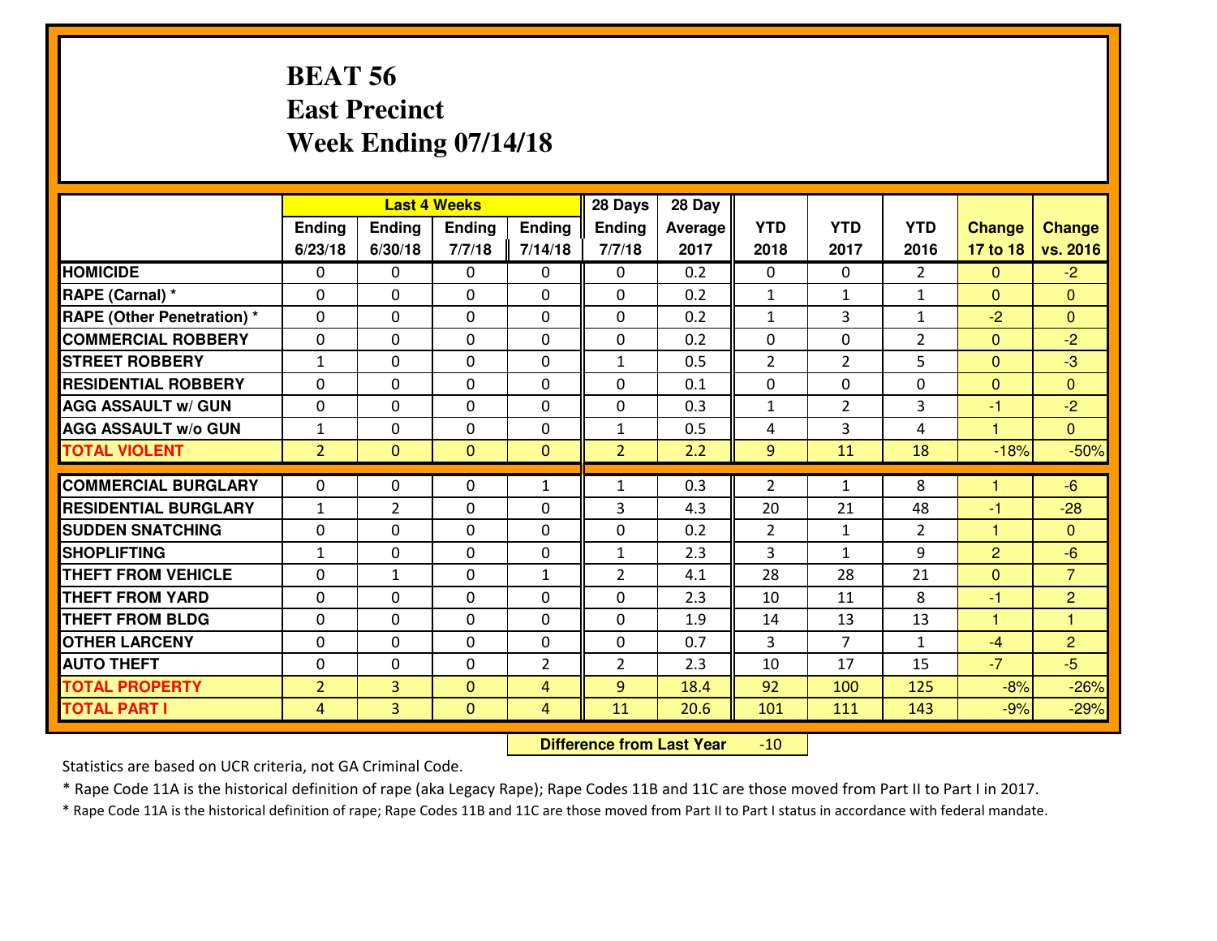# BEAT 56
## East Precinct
## Week Ending 07/14/18

| | Last 4 Weeks | | | | 28 Days | 28 Day | | | | | |
|---|---|---|---|---|---|---|---|---|---|---|---|
| | Ending 6/23/18 | Ending 6/30/18 | Ending 7/7/18 | Ending 7/14/18 | Ending 7/7/18 | Average 2017 | YTD 2018 | YTD 2017 | YTD 2016 | Change 17 to 18 | Change vs. 2016 |
| **HOMICIDE** | 0 | 0 | 0 | 0 | 0 | 0.2 | 0 | 0 | 2 | 0 | -2 |
| **RAPE (Carnal) *** | 0 | 0 | 0 | 0 | 0 | 0.2 | 1 | 1 | 1 | 0 | 0 |
| **RAPE (Other Penetration) *** | 0 | 0 | 0 | 0 | 0 | 0.2 | 1 | 3 | 1 | -2 | 0 |
| **COMMERCIAL ROBBERY** | 0 | 0 | 0 | 0 | 0 | 0.2 | 0 | 0 | 2 | 0 | -2 |
| **STREET ROBBERY** | 1 | 0 | 0 | 0 | 1 | 0.5 | 2 | 2 | 5 | 0 | -3 |
| **RESIDENTIAL ROBBERY** | 0 | 0 | 0 | 0 | 0 | 0.1 | 0 | 0 | 0 | 0 | 0 |
| **AGG ASSAULT w/ GUN** | 0 | 0 | 0 | 0 | 0 | 0.3 | 1 | 2 | 3 | -1 | -2 |
| **AGG ASSAULT w/o GUN** | 1 | 0 | 0 | 0 | 1 | 0.5 | 4 | 3 | 4 | 1 | 0 |
| **TOTAL VIOLENT** | 2 | 0 | 0 | 0 | 2 | 2.2 | 9 | 11 | 18 | -18% | -50% |
| **COMMERCIAL BURGLARY** | 0 | 0 | 0 | 1 | 1 | 0.3 | 2 | 1 | 8 | 1 | -6 |
| **RESIDENTIAL BURGLARY** | 1 | 2 | 0 | 0 | 3 | 4.3 | 20 | 21 | 48 | -1 | -28 |
| **SUDDEN SNATCHING** | 0 | 0 | 0 | 0 | 0 | 0.2 | 2 | 1 | 2 | 1 | 0 |
| **SHOPLIFTING** | 1 | 0 | 0 | 0 | 1 | 2.3 | 3 | 1 | 9 | 2 | -6 |
| **THEFT FROM VEHICLE** | 0 | 1 | 0 | 1 | 2 | 4.1 | 28 | 28 | 21 | 0 | 7 |
| **THEFT FROM YARD** | 0 | 0 | 0 | 0 | 0 | 2.3 | 10 | 11 | 8 | -1 | 2 |
| **THEFT FROM BLDG** | 0 | 0 | 0 | 0 | 0 | 1.9 | 14 | 13 | 13 | 1 | 1 |
| **OTHER LARCENY** | 0 | 0 | 0 | 0 | 0 | 0.7 | 3 | 7 | 1 | -4 | 2 |
| **AUTO THEFT** | 0 | 0 | 0 | 2 | 2 | 2.3 | 10 | 17 | 15 | -7 | -5 |
| **TOTAL PROPERTY** | 2 | 3 | 0 | 4 | 9 | 18.4 | 92 | 100 | 125 | -8% | -26% |
| **TOTAL PART I** | 4 | 3 | 0 | 4 | 11 | 20.6 | 101 | 111 | 143 | -9% | -29% |

**Difference from Last Year** -10

Statistics are based on UCR criteria, not GA Criminal Code.

* Rape Code 11A is the historical definition of rape (aka Legacy Rape); Rape Codes 11B and 11C are those moved from Part II to Part I in 2017.

* Rape Code 11A is the historical definition of rape; Rape Codes 11B and 11C are those moved from Part II to Part I status in accordance with federal mandate.